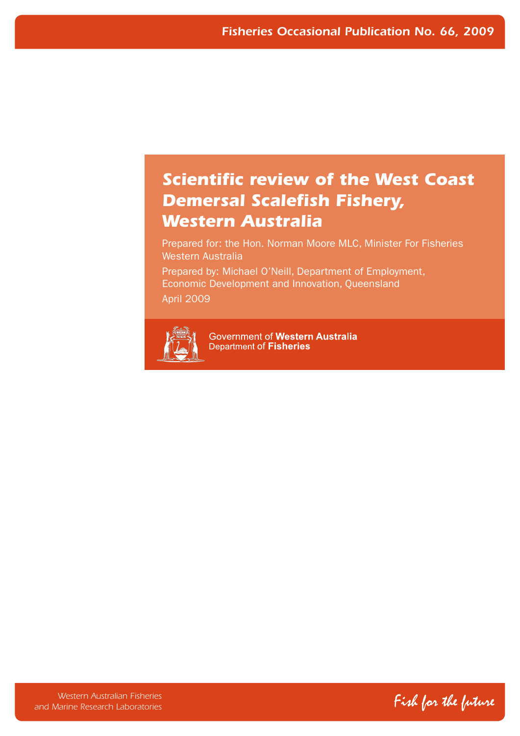Fisheries Occasional Publication No. 66, 2009

# Scientific review of the West Coast Demersal Scalefish Fishery, Western Australia

Prepared for: the Hon. Norman Moore MLC, Minister For Fisheries Western Australia

Prepared by: Michael O'Neill, Department of Employment, Economic Development and Innovation, Queensland

April 2009

Government of **Western Australia**
Department of **Fisheries**

Western Australian Fisheries and Marine Research Laboratories

*Fish for the future*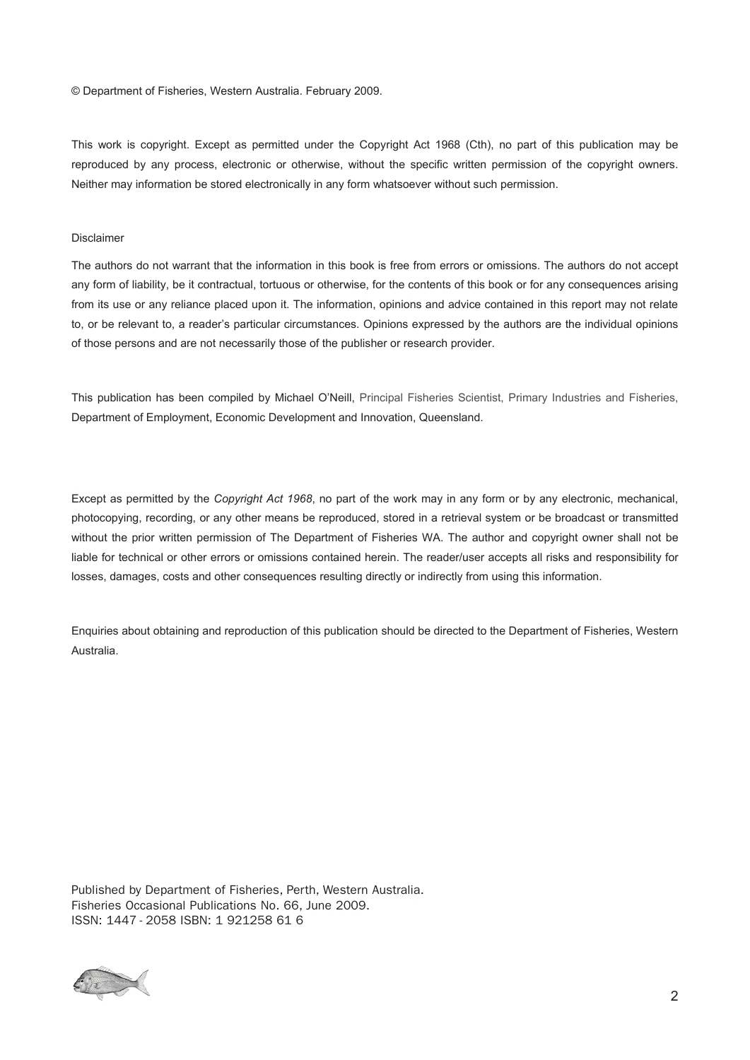© Department of Fisheries, Western Australia. February 2009.

This work is copyright. Except as permitted under the Copyright Act 1968 (Cth), no part of this publication may be reproduced by any process, electronic or otherwise, without the specific written permission of the copyright owners. Neither may information be stored electronically in any form whatsoever without such permission.

Disclaimer

The authors do not warrant that the information in this book is free from errors or omissions. The authors do not accept any form of liability, be it contractual, tortuous or otherwise, for the contents of this book or for any consequences arising from its use or any reliance placed upon it. The information, opinions and advice contained in this report may not relate to, or be relevant to, a reader's particular circumstances. Opinions expressed by the authors are the individual opinions of those persons and are not necessarily those of the publisher or research provider.

This publication has been compiled by Michael O'Neill, Principal Fisheries Scientist, Primary Industries and Fisheries, Department of Employment, Economic Development and Innovation, Queensland.

Except as permitted by the *Copyright Act 1968*, no part of the work may in any form or by any electronic, mechanical, photocopying, recording, or any other means be reproduced, stored in a retrieval system or be broadcast or transmitted without the prior written permission of The Department of Fisheries WA. The author and copyright owner shall not be liable for technical or other errors or omissions contained herein. The reader/user accepts all risks and responsibility for losses, damages, costs and other consequences resulting directly or indirectly from using this information.

Enquiries about obtaining and reproduction of this publication should be directed to the Department of Fisheries, Western Australia.

Published by Department of Fisheries, Perth, Western Australia.
Fisheries Occasional Publications No. 66, June 2009.
ISSN: 1447 - 2058 ISBN: 1 921258 61 6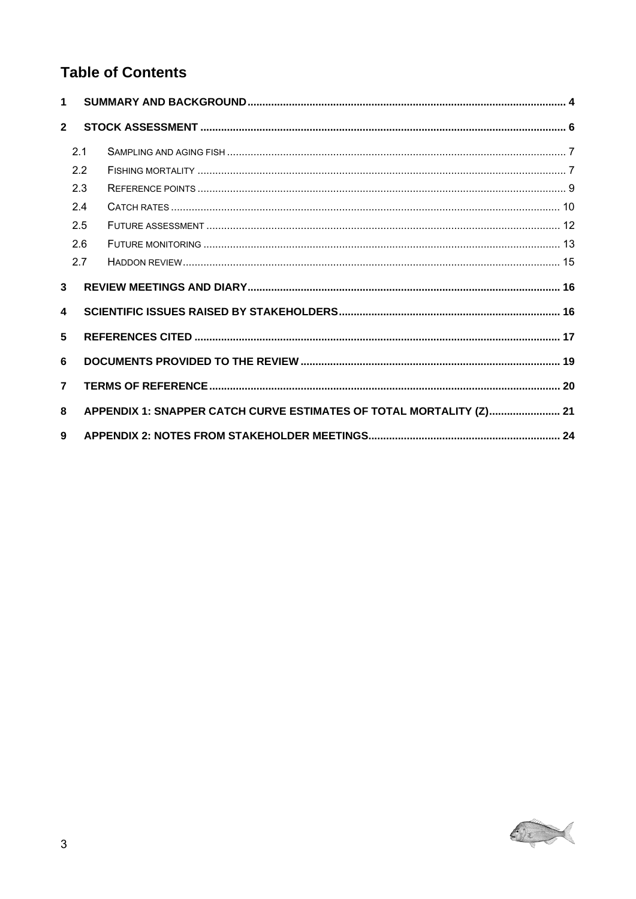# Table of Contents

1 SUMMARY AND BACKGROUND ... 4

2 STOCK ASSESSMENT ... 6

- 2.1 SAMPLING AND AGING FISH ... 7
- 2.2 FISHING MORTALITY ... 7
- 2.3 REFERENCE POINTS ... 9
- 2.4 CATCH RATES ... 10
- 2.5 FUTURE ASSESSMENT ... 12
- 2.6 FUTURE MONITORING ... 13
- 2.7 HADDON REVIEW ... 15

3 REVIEW MEETINGS AND DIARY ... 16

4 SCIENTIFIC ISSUES RAISED BY STAKEHOLDERS ... 16

5 REFERENCES CITED ... 17

6 DOCUMENTS PROVIDED TO THE REVIEW ... 19

7 TERMS OF REFERENCE ... 20

8 APPENDIX 1: SNAPPER CATCH CURVE ESTIMATES OF TOTAL MORTALITY (Z) ... 21

9 APPENDIX 2: NOTES FROM STAKEHOLDER MEETINGS ... 24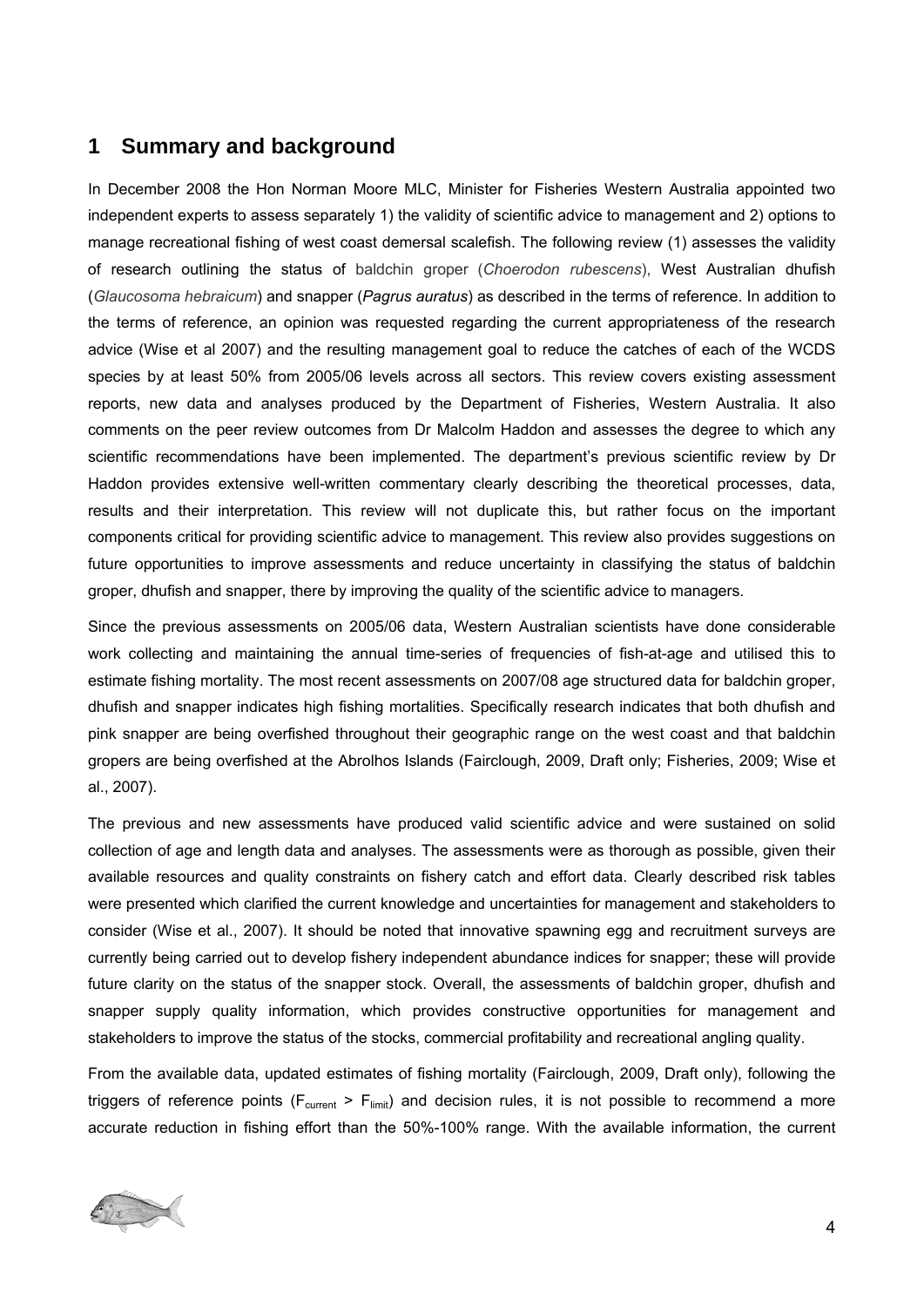# 1 Summary and background

In December 2008 the Hon Norman Moore MLC, Minister for Fisheries Western Australia appointed two independent experts to assess separately 1) the validity of scientific advice to management and 2) options to manage recreational fishing of west coast demersal scalefish. The following review (1) assesses the validity of research outlining the status of baldchin groper (*Choerodon rubescens*), West Australian dhufish (*Glaucosoma hebraicum*) and snapper (*Pagrus auratus*) as described in the terms of reference. In addition to the terms of reference, an opinion was requested regarding the current appropriateness of the research advice (Wise et al 2007) and the resulting management goal to reduce the catches of each of the WCDS species by at least 50% from 2005/06 levels across all sectors. This review covers existing assessment reports, new data and analyses produced by the Department of Fisheries, Western Australia. It also comments on the peer review outcomes from Dr Malcolm Haddon and assesses the degree to which any scientific recommendations have been implemented. The department's previous scientific review by Dr Haddon provides extensive well-written commentary clearly describing the theoretical processes, data, results and their interpretation. This review will not duplicate this, but rather focus on the important components critical for providing scientific advice to management. This review also provides suggestions on future opportunities to improve assessments and reduce uncertainty in classifying the status of baldchin groper, dhufish and snapper, there by improving the quality of the scientific advice to managers.

Since the previous assessments on 2005/06 data, Western Australian scientists have done considerable work collecting and maintaining the annual time-series of frequencies of fish-at-age and utilised this to estimate fishing mortality. The most recent assessments on 2007/08 age structured data for baldchin groper, dhufish and snapper indicates high fishing mortalities. Specifically research indicates that both dhufish and pink snapper are being overfished throughout their geographic range on the west coast and that baldchin gropers are being overfished at the Abrolhos Islands (Fairclough, 2009, Draft only; Fisheries, 2009; Wise et al., 2007).

The previous and new assessments have produced valid scientific advice and were sustained on solid collection of age and length data and analyses. The assessments were as thorough as possible, given their available resources and quality constraints on fishery catch and effort data. Clearly described risk tables were presented which clarified the current knowledge and uncertainties for management and stakeholders to consider (Wise et al., 2007). It should be noted that innovative spawning egg and recruitment surveys are currently being carried out to develop fishery independent abundance indices for snapper; these will provide future clarity on the status of the snapper stock. Overall, the assessments of baldchin groper, dhufish and snapper supply quality information, which provides constructive opportunities for management and stakeholders to improve the status of the stocks, commercial profitability and recreational angling quality.

From the available data, updated estimates of fishing mortality (Fairclough, 2009, Draft only), following the triggers of reference points ($F_{current} > F_{limit}$) and decision rules, it is not possible to recommend a more accurate reduction in fishing effort than the 50%-100% range. With the available information, the current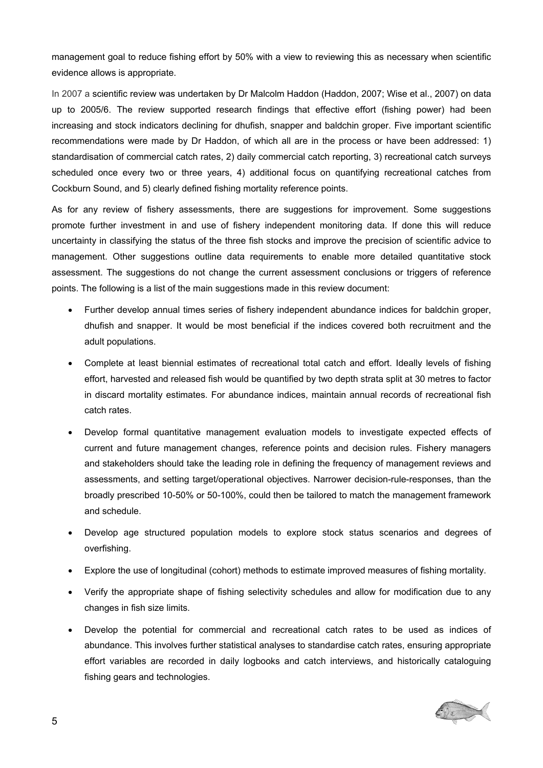management goal to reduce fishing effort by 50% with a view to reviewing this as necessary when scientific evidence allows is appropriate.

In 2007 a scientific review was undertaken by Dr Malcolm Haddon (Haddon, 2007; Wise et al., 2007) on data up to 2005/6. The review supported research findings that effective effort (fishing power) had been increasing and stock indicators declining for dhufish, snapper and baldchin groper. Five important scientific recommendations were made by Dr Haddon, of which all are in the process or have been addressed: 1) standardisation of commercial catch rates, 2) daily commercial catch reporting, 3) recreational catch surveys scheduled once every two or three years, 4) additional focus on quantifying recreational catches from Cockburn Sound, and 5) clearly defined fishing mortality reference points.

As for any review of fishery assessments, there are suggestions for improvement. Some suggestions promote further investment in and use of fishery independent monitoring data. If done this will reduce uncertainty in classifying the status of the three fish stocks and improve the precision of scientific advice to management. Other suggestions outline data requirements to enable more detailed quantitative stock assessment. The suggestions do not change the current assessment conclusions or triggers of reference points. The following is a list of the main suggestions made in this review document:

- Further develop annual times series of fishery independent abundance indices for baldchin groper, dhufish and snapper. It would be most beneficial if the indices covered both recruitment and the adult populations.
- Complete at least biennial estimates of recreational total catch and effort. Ideally levels of fishing effort, harvested and released fish would be quantified by two depth strata split at 30 metres to factor in discard mortality estimates. For abundance indices, maintain annual records of recreational fish catch rates.
- Develop formal quantitative management evaluation models to investigate expected effects of current and future management changes, reference points and decision rules. Fishery managers and stakeholders should take the leading role in defining the frequency of management reviews and assessments, and setting target/operational objectives. Narrower decision-rule-responses, than the broadly prescribed 10-50% or 50-100%, could then be tailored to match the management framework and schedule.
- Develop age structured population models to explore stock status scenarios and degrees of overfishing.
- Explore the use of longitudinal (cohort) methods to estimate improved measures of fishing mortality.
- Verify the appropriate shape of fishing selectivity schedules and allow for modification due to any changes in fish size limits.
- Develop the potential for commercial and recreational catch rates to be used as indices of abundance. This involves further statistical analyses to standardise catch rates, ensuring appropriate effort variables are recorded in daily logbooks and catch interviews, and historically cataloguing fishing gears and technologies.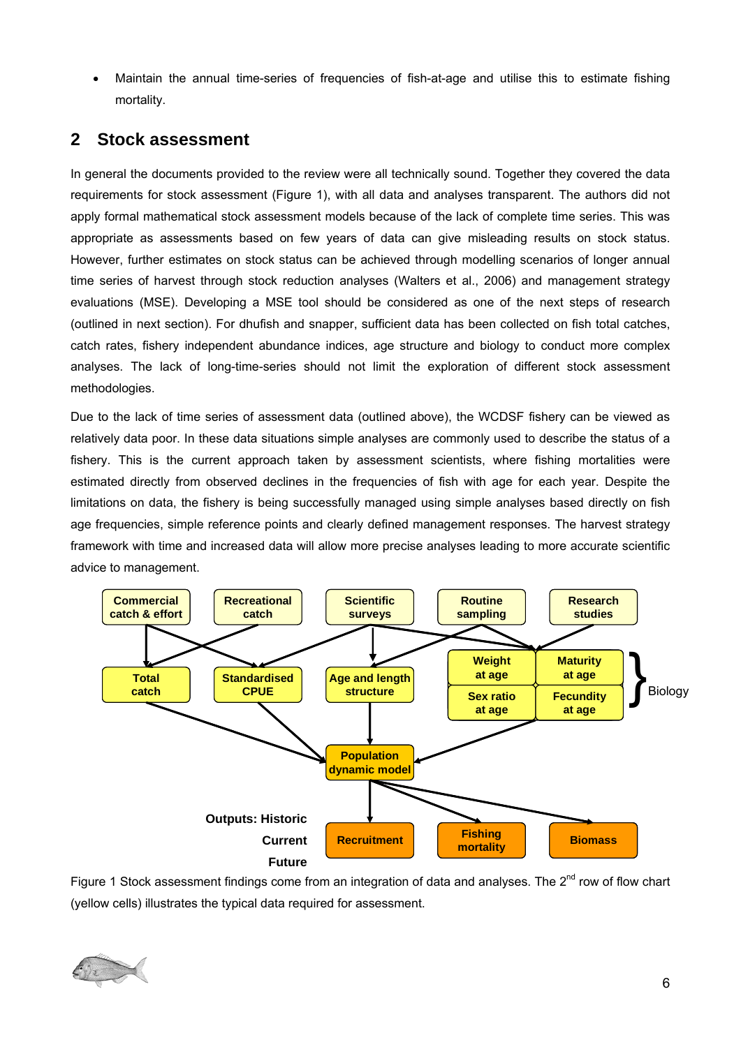- Maintain the annual time-series of frequencies of fish-at-age and utilise this to estimate fishing mortality.

## 2 Stock assessment

In general the documents provided to the review were all technically sound. Together they covered the data requirements for stock assessment (Figure 1), with all data and analyses transparent. The authors did not apply formal mathematical stock assessment models because of the lack of complete time series. This was appropriate as assessments based on few years of data can give misleading results on stock status. However, further estimates on stock status can be achieved through modelling scenarios of longer annual time series of harvest through stock reduction analyses (Walters et al., 2006) and management strategy evaluations (MSE). Developing a MSE tool should be considered as one of the next steps of research (outlined in next section). For dhufish and snapper, sufficient data has been collected on fish total catches, catch rates, fishery independent abundance indices, age structure and biology to conduct more complex analyses. The lack of long-time-series should not limit the exploration of different stock assessment methodologies.

Due to the lack of time series of assessment data (outlined above), the WCDSF fishery can be viewed as relatively data poor. In these data situations simple analyses are commonly used to describe the status of a fishery. This is the current approach taken by assessment scientists, where fishing mortalities were estimated directly from observed declines in the frequencies of fish with age for each year. Despite the limitations on data, the fishery is being successfully managed using simple analyses based directly on fish age frequencies, simple reference points and clearly defined management responses. The harvest strategy framework with time and increased data will allow more precise analyses leading to more accurate scientific advice to management.

Commercial catch & effort | Recreational catch | Scientific surveys | Routine sampling | Research studies

Total catch | Standardised CPUE | Age and length structure | Weight at age | Maturity at age | Sex ratio at age | Fecundity at age } Biology

Population dynamic model

Outputs: Historic Current Future | Recruitment | Fishing mortality | Biomass

Figure 1 Stock assessment findings come from an integration of data and analyses. The 2nd row of flow chart (yellow cells) illustrates the typical data required for assessment.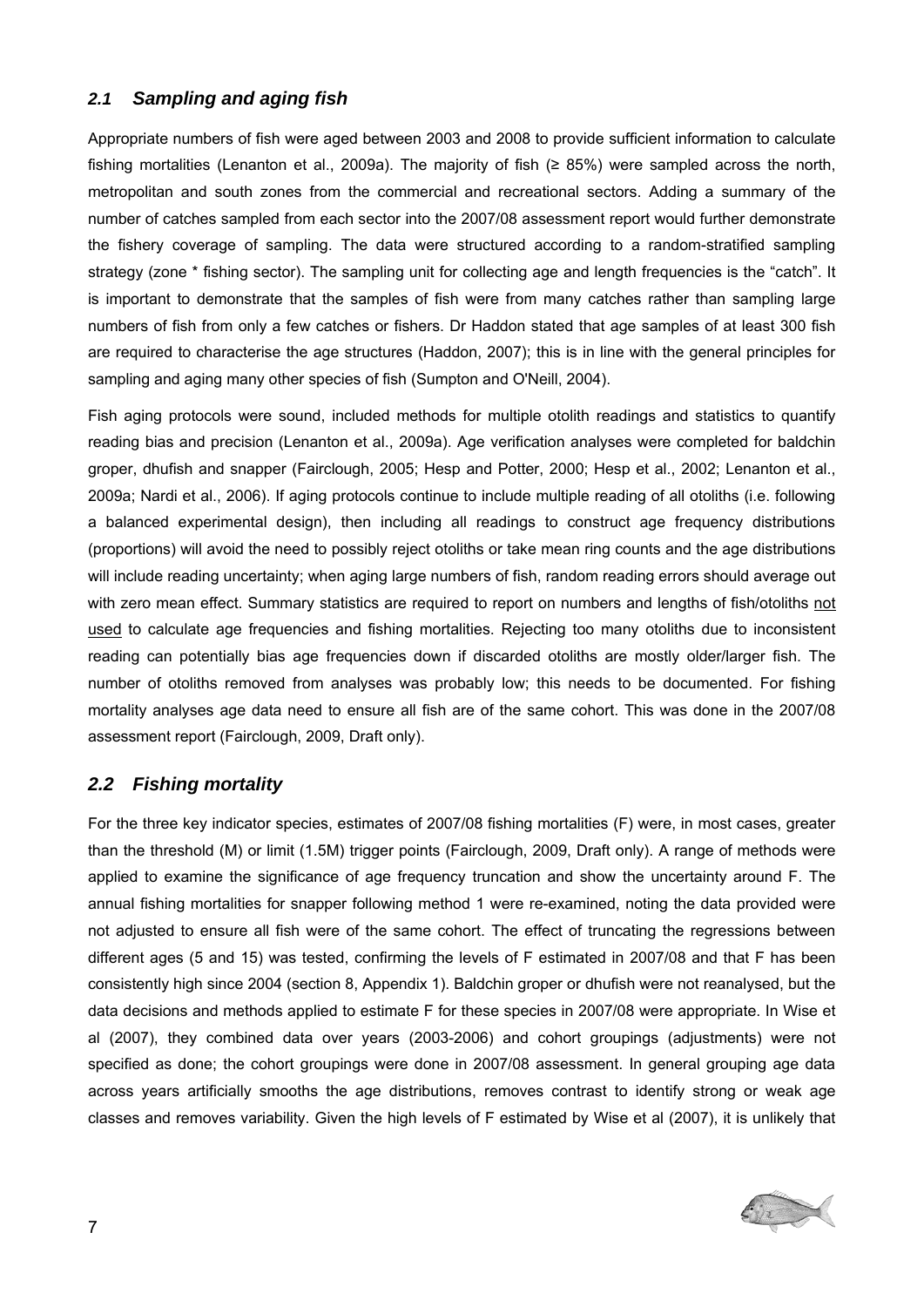## *2.1 Sampling and aging fish*

Appropriate numbers of fish were aged between 2003 and 2008 to provide sufficient information to calculate fishing mortalities (Lenanton et al., 2009a). The majority of fish (≥ 85%) were sampled across the north, metropolitan and south zones from the commercial and recreational sectors. Adding a summary of the number of catches sampled from each sector into the 2007/08 assessment report would further demonstrate the fishery coverage of sampling. The data were structured according to a random-stratified sampling strategy (zone * fishing sector). The sampling unit for collecting age and length frequencies is the "catch". It is important to demonstrate that the samples of fish were from many catches rather than sampling large numbers of fish from only a few catches or fishers. Dr Haddon stated that age samples of at least 300 fish are required to characterise the age structures (Haddon, 2007); this is in line with the general principles for sampling and aging many other species of fish (Sumpton and O'Neill, 2004).

Fish aging protocols were sound, included methods for multiple otolith readings and statistics to quantify reading bias and precision (Lenanton et al., 2009a). Age verification analyses were completed for baldchin groper, dhufish and snapper (Fairclough, 2005; Hesp and Potter, 2000; Hesp et al., 2002; Lenanton et al., 2009a; Nardi et al., 2006). If aging protocols continue to include multiple reading of all otoliths (i.e. following a balanced experimental design), then including all readings to construct age frequency distributions (proportions) will avoid the need to possibly reject otoliths or take mean ring counts and the age distributions will include reading uncertainty; when aging large numbers of fish, random reading errors should average out with zero mean effect. Summary statistics are required to report on numbers and lengths of fish/otoliths <u>not used</u> to calculate age frequencies and fishing mortalities. Rejecting too many otoliths due to inconsistent reading can potentially bias age frequencies down if discarded otoliths are mostly older/larger fish. The number of otoliths removed from analyses was probably low; this needs to be documented. For fishing mortality analyses age data need to ensure all fish are of the same cohort. This was done in the 2007/08 assessment report (Fairclough, 2009, Draft only).

## *2.2 Fishing mortality*

For the three key indicator species, estimates of 2007/08 fishing mortalities (F) were, in most cases, greater than the threshold (M) or limit (1.5M) trigger points (Fairclough, 2009, Draft only). A range of methods were applied to examine the significance of age frequency truncation and show the uncertainty around F. The annual fishing mortalities for snapper following method 1 were re-examined, noting the data provided were not adjusted to ensure all fish were of the same cohort. The effect of truncating the regressions between different ages (5 and 15) was tested, confirming the levels of F estimated in 2007/08 and that F has been consistently high since 2004 (section 8, Appendix 1). Baldchin groper or dhufish were not reanalysed, but the data decisions and methods applied to estimate F for these species in 2007/08 were appropriate. In Wise et al (2007), they combined data over years (2003-2006) and cohort groupings (adjustments) were not specified as done; the cohort groupings were done in 2007/08 assessment. In general grouping age data across years artificially smooths the age distributions, removes contrast to identify strong or weak age classes and removes variability. Given the high levels of F estimated by Wise et al (2007), it is unlikely that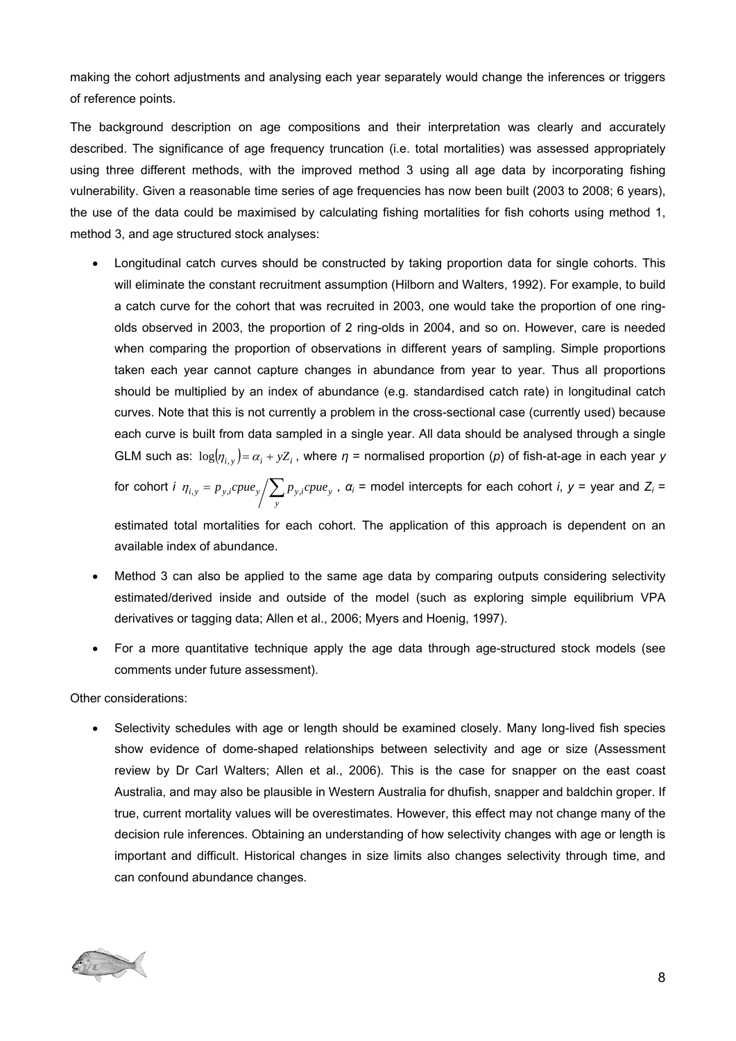making the cohort adjustments and analysing each year separately would change the inferences or triggers of reference points.

The background description on age compositions and their interpretation was clearly and accurately described. The significance of age frequency truncation (i.e. total mortalities) was assessed appropriately using three different methods, with the improved method 3 using all age data by incorporating fishing vulnerability. Given a reasonable time series of age frequencies has now been built (2003 to 2008; 6 years), the use of the data could be maximised by calculating fishing mortalities for fish cohorts using method 1, method 3, and age structured stock analyses:

- Longitudinal catch curves should be constructed by taking proportion data for single cohorts. This will eliminate the constant recruitment assumption (Hilborn and Walters, 1992). For example, to build a catch curve for the cohort that was recruited in 2003, one would take the proportion of one ring-olds observed in 2003, the proportion of 2 ring-olds in 2004, and so on. However, care is needed when comparing the proportion of observations in different years of sampling. Simple proportions taken each year cannot capture changes in abundance from year to year. Thus all proportions should be multiplied by an index of abundance (e.g. standardised catch rate) in longitudinal catch curves. Note that this is not currently a problem in the cross-sectional case (currently used) because each curve is built from data sampled in a single year. All data should be analysed through a single GLM such as: $\log(\eta_{i,y}) = \alpha_i + yZ_i$, where $\eta$ = normalised proportion ($p$) of fish-at-age in each year $y$ for cohort $i$ $\eta_{i,y} = p_{y,i}cpue_y \Big/ \sum_y p_{y,i}cpue_y$, $\alpha_i$ = model intercepts for each cohort $i$, $y$ = year and $Z_i$ = estimated total mortalities for each cohort. The application of this approach is dependent on an available index of abundance.
- Method 3 can also be applied to the same age data by comparing outputs considering selectivity estimated/derived inside and outside of the model (such as exploring simple equilibrium VPA derivatives or tagging data; Allen et al., 2006; Myers and Hoenig, 1997).
- For a more quantitative technique apply the age data through age-structured stock models (see comments under future assessment).

Other considerations:

- Selectivity schedules with age or length should be examined closely. Many long-lived fish species show evidence of dome-shaped relationships between selectivity and age or size (Assessment review by Dr Carl Walters; Allen et al., 2006). This is the case for snapper on the east coast Australia, and may also be plausible in Western Australia for dhufish, snapper and baldchin groper. If true, current mortality values will be overestimates. However, this effect may not change many of the decision rule inferences. Obtaining an understanding of how selectivity changes with age or length is important and difficult. Historical changes in size limits also changes selectivity through time, and can confound abundance changes.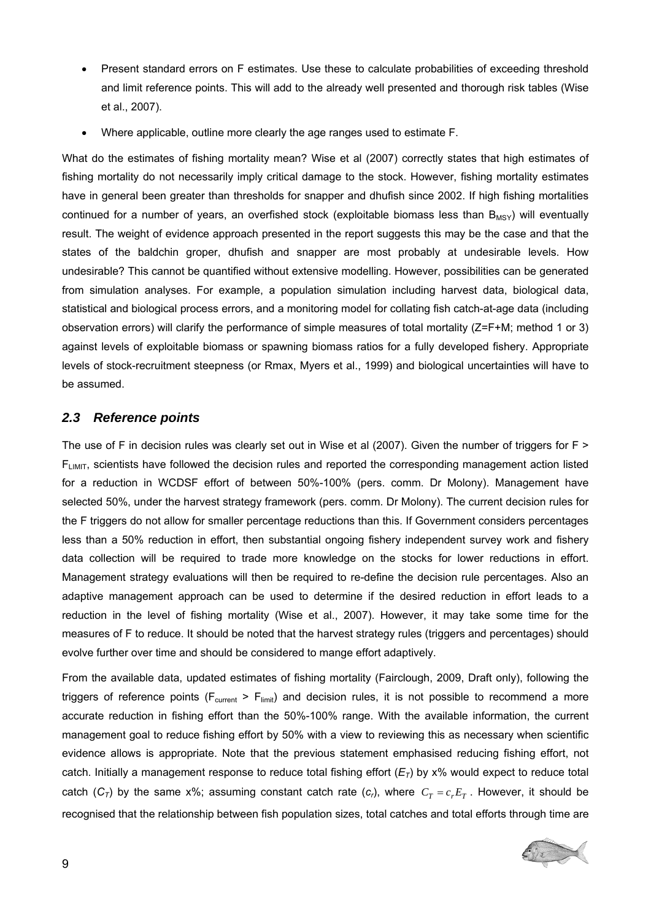- Present standard errors on F estimates. Use these to calculate probabilities of exceeding threshold and limit reference points. This will add to the already well presented and thorough risk tables (Wise et al., 2007).
- Where applicable, outline more clearly the age ranges used to estimate F.

What do the estimates of fishing mortality mean? Wise et al (2007) correctly states that high estimates of fishing mortality do not necessarily imply critical damage to the stock. However, fishing mortality estimates have in general been greater than thresholds for snapper and dhufish since 2002. If high fishing mortalities continued for a number of years, an overfished stock (exploitable biomass less than $B_{MSY}$) will eventually result. The weight of evidence approach presented in the report suggests this may be the case and that the states of the baldchin groper, dhufish and snapper are most probably at undesirable levels. How undesirable? This cannot be quantified without extensive modelling. However, possibilities can be generated from simulation analyses. For example, a population simulation including harvest data, biological data, statistical and biological process errors, and a monitoring model for collating fish catch-at-age data (including observation errors) will clarify the performance of simple measures of total mortality (Z=F+M; method 1 or 3) against levels of exploitable biomass or spawning biomass ratios for a fully developed fishery. Appropriate levels of stock-recruitment steepness (or Rmax, Myers et al., 1999) and biological uncertainties will have to be assumed.

## *2.3 Reference points*

The use of F in decision rules was clearly set out in Wise et al (2007). Given the number of triggers for F > $F_{LIMIT}$, scientists have followed the decision rules and reported the corresponding management action listed for a reduction in WCDSF effort of between 50%-100% (pers. comm. Dr Molony). Management have selected 50%, under the harvest strategy framework (pers. comm. Dr Molony). The current decision rules for the F triggers do not allow for smaller percentage reductions than this. If Government considers percentages less than a 50% reduction in effort, then substantial ongoing fishery independent survey work and fishery data collection will be required to trade more knowledge on the stocks for lower reductions in effort. Management strategy evaluations will then be required to re-define the decision rule percentages. Also an adaptive management approach can be used to determine if the desired reduction in effort leads to a reduction in the level of fishing mortality (Wise et al., 2007). However, it may take some time for the measures of F to reduce. It should be noted that the harvest strategy rules (triggers and percentages) should evolve further over time and should be considered to mange effort adaptively.

From the available data, updated estimates of fishing mortality (Fairclough, 2009, Draft only), following the triggers of reference points ($F_{current}$ > $F_{limit}$) and decision rules, it is not possible to recommend a more accurate reduction in fishing effort than the 50%-100% range. With the available information, the current management goal to reduce fishing effort by 50% with a view to reviewing this as necessary when scientific evidence allows is appropriate. Note that the previous statement emphasised reducing fishing effort, not catch. Initially a management response to reduce total fishing effort ($E_T$) by x% would expect to reduce total catch ($C_T$) by the same x%; assuming constant catch rate ($c_r$), where $C_T = c_r E_T$. However, it should be recognised that the relationship between fish population sizes, total catches and total efforts through time are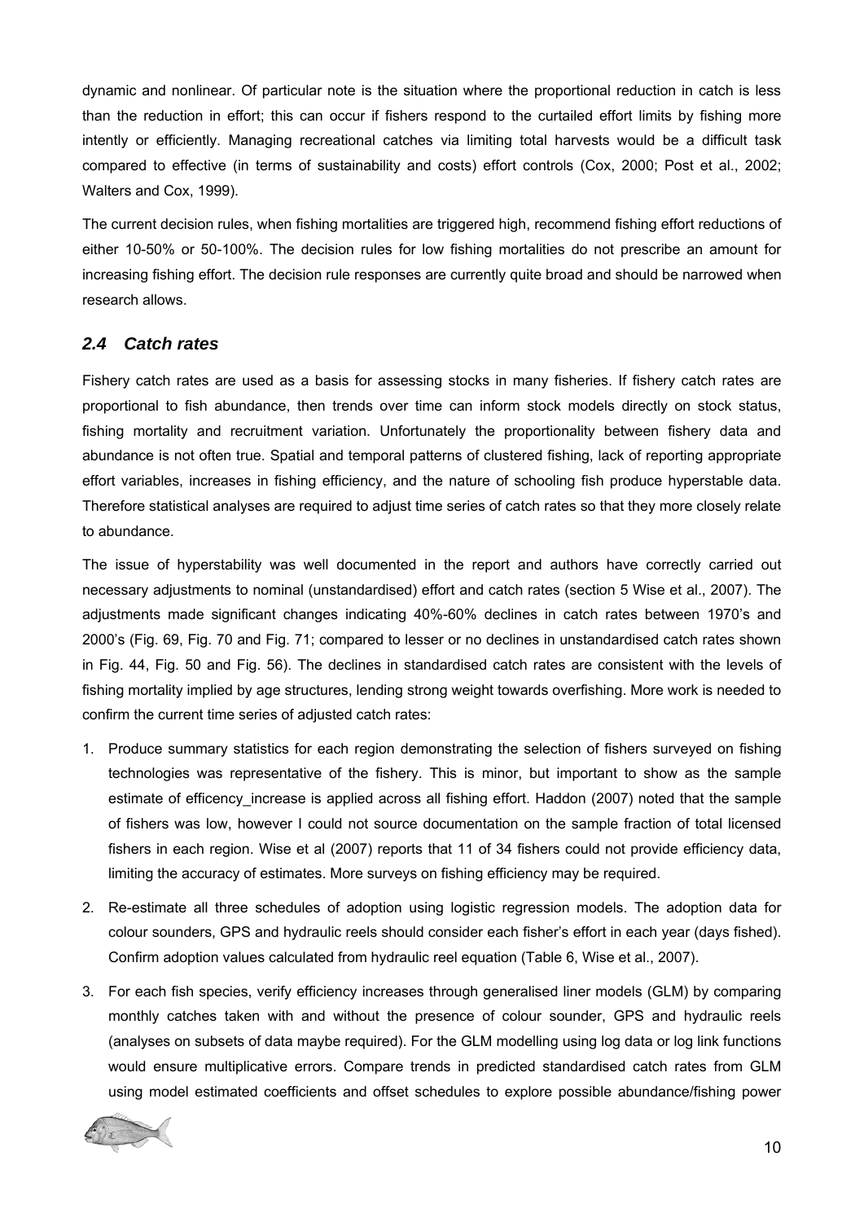dynamic and nonlinear. Of particular note is the situation where the proportional reduction in catch is less than the reduction in effort; this can occur if fishers respond to the curtailed effort limits by fishing more intently or efficiently. Managing recreational catches via limiting total harvests would be a difficult task compared to effective (in terms of sustainability and costs) effort controls (Cox, 2000; Post et al., 2002; Walters and Cox, 1999).

The current decision rules, when fishing mortalities are triggered high, recommend fishing effort reductions of either 10-50% or 50-100%. The decision rules for low fishing mortalities do not prescribe an amount for increasing fishing effort. The decision rule responses are currently quite broad and should be narrowed when research allows.

## *2.4 Catch rates*

Fishery catch rates are used as a basis for assessing stocks in many fisheries. If fishery catch rates are proportional to fish abundance, then trends over time can inform stock models directly on stock status, fishing mortality and recruitment variation. Unfortunately the proportionality between fishery data and abundance is not often true. Spatial and temporal patterns of clustered fishing, lack of reporting appropriate effort variables, increases in fishing efficiency, and the nature of schooling fish produce hyperstable data. Therefore statistical analyses are required to adjust time series of catch rates so that they more closely relate to abundance.

The issue of hyperstability was well documented in the report and authors have correctly carried out necessary adjustments to nominal (unstandardised) effort and catch rates (section 5 Wise et al., 2007). The adjustments made significant changes indicating 40%-60% declines in catch rates between 1970's and 2000's (Fig. 69, Fig. 70 and Fig. 71; compared to lesser or no declines in unstandardised catch rates shown in Fig. 44, Fig. 50 and Fig. 56). The declines in standardised catch rates are consistent with the levels of fishing mortality implied by age structures, lending strong weight towards overfishing. More work is needed to confirm the current time series of adjusted catch rates:

1. Produce summary statistics for each region demonstrating the selection of fishers surveyed on fishing technologies was representative of the fishery. This is minor, but important to show as the sample estimate of efficency_increase is applied across all fishing effort. Haddon (2007) noted that the sample of fishers was low, however I could not source documentation on the sample fraction of total licensed fishers in each region. Wise et al (2007) reports that 11 of 34 fishers could not provide efficiency data, limiting the accuracy of estimates. More surveys on fishing efficiency may be required.
2. Re-estimate all three schedules of adoption using logistic regression models. The adoption data for colour sounders, GPS and hydraulic reels should consider each fisher's effort in each year (days fished). Confirm adoption values calculated from hydraulic reel equation (Table 6, Wise et al., 2007).
3. For each fish species, verify efficiency increases through generalised liner models (GLM) by comparing monthly catches taken with and without the presence of colour sounder, GPS and hydraulic reels (analyses on subsets of data maybe required). For the GLM modelling using log data or log link functions would ensure multiplicative errors. Compare trends in predicted standardised catch rates from GLM using model estimated coefficients and offset schedules to explore possible abundance/fishing power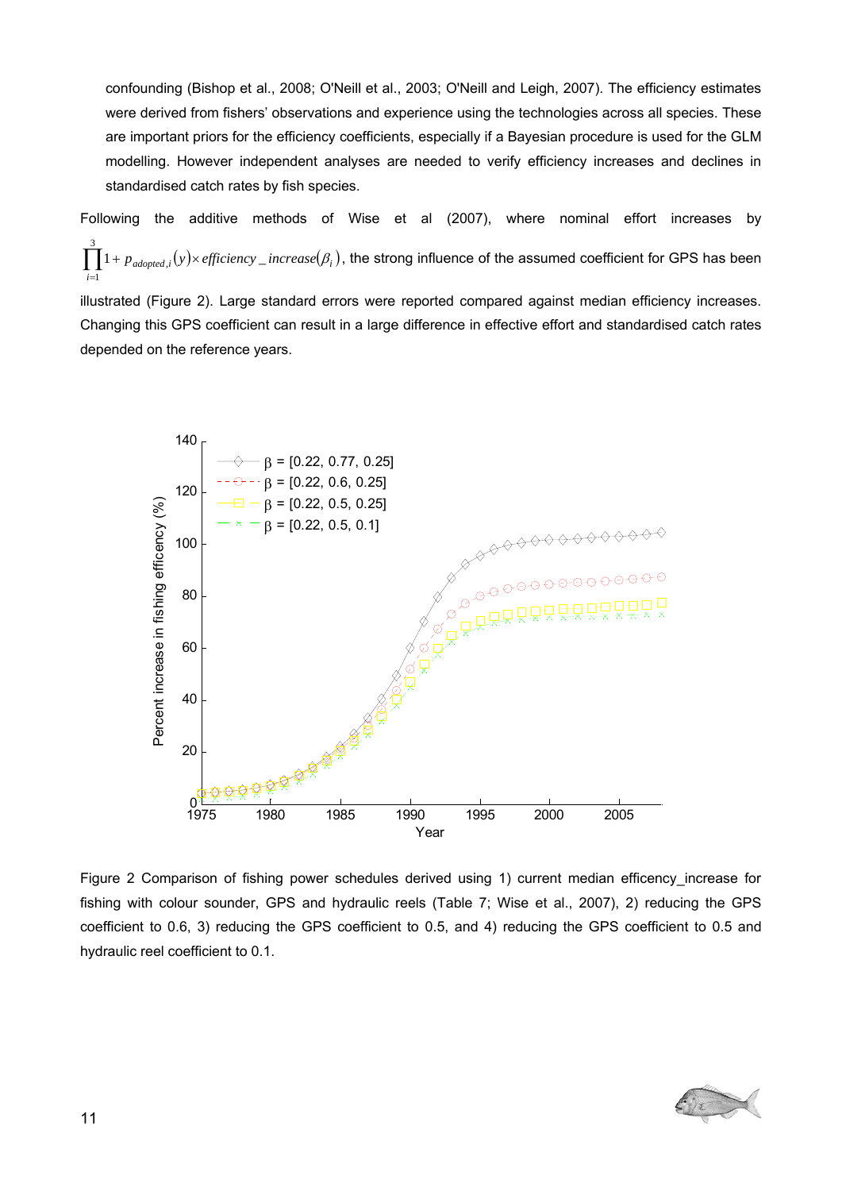confounding (Bishop et al., 2008; O'Neill et al., 2003; O'Neill and Leigh, 2007). The efficiency estimates were derived from fishers' observations and experience using the technologies across all species. These are important priors for the efficiency coefficients, especially if a Bayesian procedure is used for the GLM modelling. However independent analyses are needed to verify efficiency increases and declines in standardised catch rates by fish species.

Following the additive methods of Wise et al (2007), where nominal effort increases by $\prod_{i=1}^{3} 1 + p_{adopted,i}(y) \times efficiency\_increase(\beta_i)$, the strong influence of the assumed coefficient for GPS has been illustrated (Figure 2). Large standard errors were reported compared against median efficiency increases. Changing this GPS coefficient can result in a large difference in effective effort and standardised catch rates depended on the reference years.

Figure 2 Comparison of fishing power schedules derived using 1) current median efficency_increase for fishing with colour sounder, GPS and hydraulic reels (Table 7; Wise et al., 2007), 2) reducing the GPS coefficient to 0.6, 3) reducing the GPS coefficient to 0.5, and 4) reducing the GPS coefficient to 0.5 and hydraulic reel coefficient to 0.1.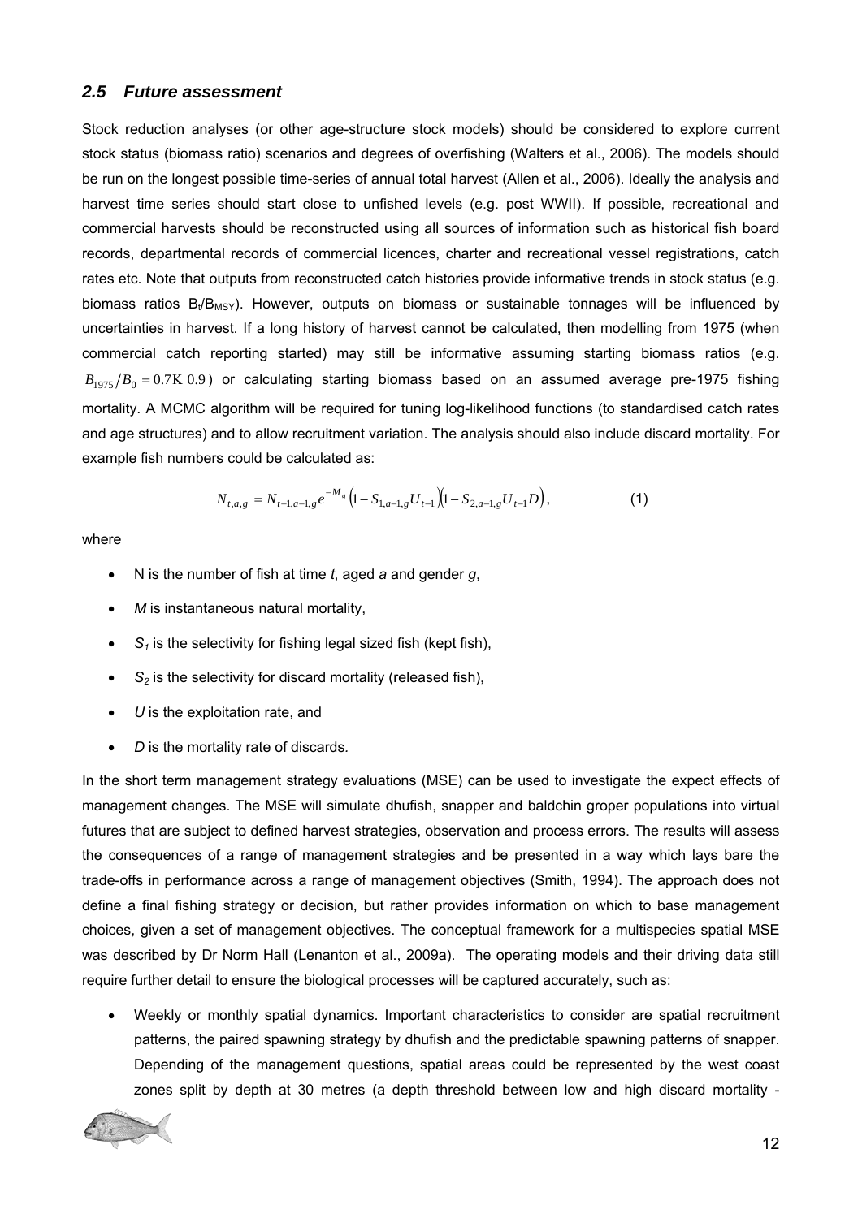### *2.5 Future assessment*

Stock reduction analyses (or other age-structure stock models) should be considered to explore current stock status (biomass ratio) scenarios and degrees of overfishing (Walters et al., 2006). The models should be run on the longest possible time-series of annual total harvest (Allen et al., 2006). Ideally the analysis and harvest time series should start close to unfished levels (e.g. post WWII). If possible, recreational and commercial harvests should be reconstructed using all sources of information such as historical fish board records, departmental records of commercial licences, charter and recreational vessel registrations, catch rates etc. Note that outputs from reconstructed catch histories provide informative trends in stock status (e.g. biomass ratios $B_t/B_{MSY}$). However, outputs on biomass or sustainable tonnages will be influenced by uncertainties in harvest. If a long history of harvest cannot be calculated, then modelling from 1975 (when commercial catch reporting started) may still be informative assuming starting biomass ratios (e.g. $B_{1975}/B_0 = 0.7 \ldots 0.9$) or calculating starting biomass based on an assumed average pre-1975 fishing mortality. A MCMC algorithm will be required for tuning log-likelihood functions (to standardised catch rates and age structures) and to allow recruitment variation. The analysis should also include discard mortality. For example fish numbers could be calculated as:

$$N_{t,a,g} = N_{t-1,a-1,g} e^{-M_g} \left(1 - S_{1,a-1,g} U_{t-1}\right)\left(1 - S_{2,a-1,g} U_{t-1} D\right), \qquad (1)$$

where

- N is the number of fish at time *t*, aged *a* and gender *g*,
- *M* is instantaneous natural mortality,
- $S_1$ is the selectivity for fishing legal sized fish (kept fish),
- $S_2$ is the selectivity for discard mortality (released fish),
- *U* is the exploitation rate, and
- *D* is the mortality rate of discards.

In the short term management strategy evaluations (MSE) can be used to investigate the expect effects of management changes. The MSE will simulate dhufish, snapper and baldchin groper populations into virtual futures that are subject to defined harvest strategies, observation and process errors. The results will assess the consequences of a range of management strategies and be presented in a way which lays bare the trade-offs in performance across a range of management objectives (Smith, 1994). The approach does not define a final fishing strategy or decision, but rather provides information on which to base management choices, given a set of management objectives. The conceptual framework for a multispecies spatial MSE was described by Dr Norm Hall (Lenanton et al., 2009a). The operating models and their driving data still require further detail to ensure the biological processes will be captured accurately, such as:

- Weekly or monthly spatial dynamics. Important characteristics to consider are spatial recruitment patterns, the paired spawning strategy by dhufish and the predictable spawning patterns of snapper. Depending of the management questions, spatial areas could be represented by the west coast zones split by depth at 30 metres (a depth threshold between low and high discard mortality -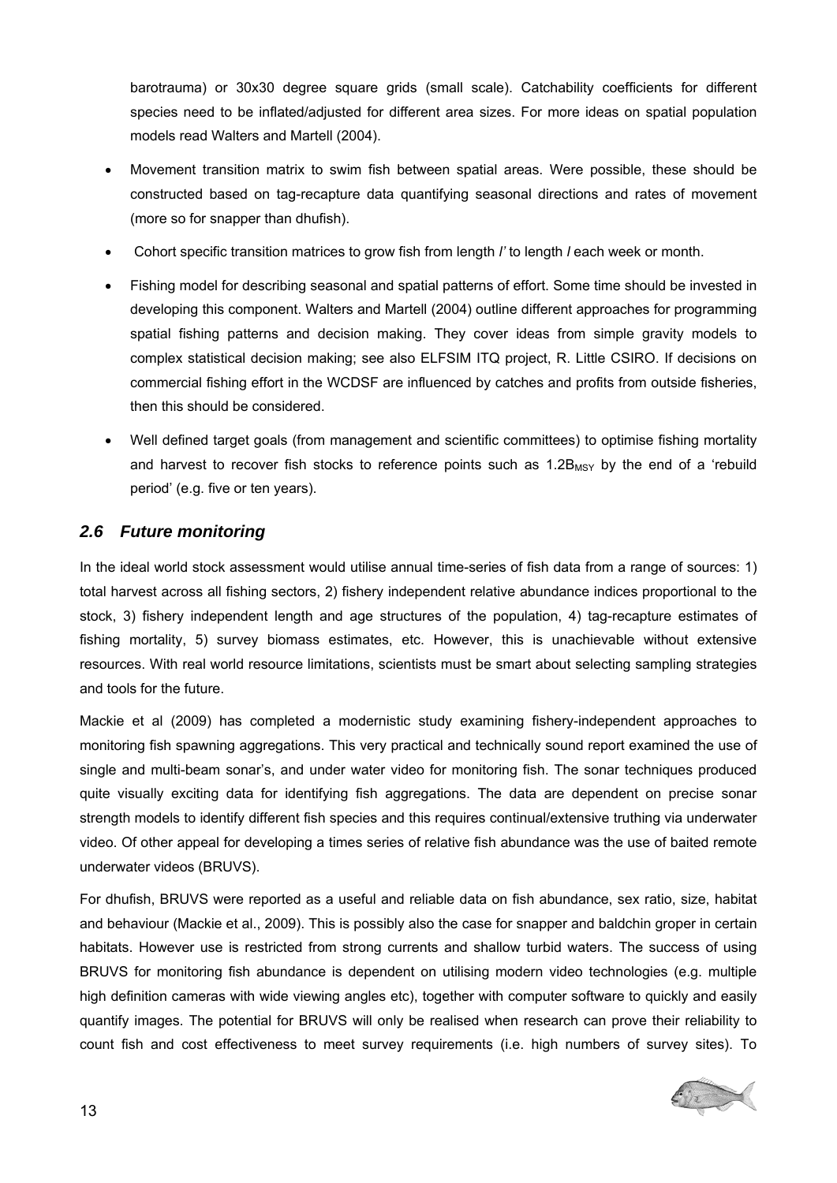barotrauma) or 30x30 degree square grids (small scale). Catchability coefficients for different species need to be inflated/adjusted for different area sizes. For more ideas on spatial population models read Walters and Martell (2004).

- Movement transition matrix to swim fish between spatial areas. Were possible, these should be constructed based on tag-recapture data quantifying seasonal directions and rates of movement (more so for snapper than dhufish).
- Cohort specific transition matrices to grow fish from length *l'* to length *l* each week or month.
- Fishing model for describing seasonal and spatial patterns of effort. Some time should be invested in developing this component. Walters and Martell (2004) outline different approaches for programming spatial fishing patterns and decision making. They cover ideas from simple gravity models to complex statistical decision making; see also ELFSIM ITQ project, R. Little CSIRO. If decisions on commercial fishing effort in the WCDSF are influenced by catches and profits from outside fisheries, then this should be considered.
- Well defined target goals (from management and scientific committees) to optimise fishing mortality and harvest to recover fish stocks to reference points such as $1.2B_{MSY}$ by the end of a 'rebuild period' (e.g. five or ten years).

## *2.6 Future monitoring*

In the ideal world stock assessment would utilise annual time-series of fish data from a range of sources: 1) total harvest across all fishing sectors, 2) fishery independent relative abundance indices proportional to the stock, 3) fishery independent length and age structures of the population, 4) tag-recapture estimates of fishing mortality, 5) survey biomass estimates, etc. However, this is unachievable without extensive resources. With real world resource limitations, scientists must be smart about selecting sampling strategies and tools for the future.

Mackie et al (2009) has completed a modernistic study examining fishery-independent approaches to monitoring fish spawning aggregations. This very practical and technically sound report examined the use of single and multi-beam sonar's, and under water video for monitoring fish. The sonar techniques produced quite visually exciting data for identifying fish aggregations. The data are dependent on precise sonar strength models to identify different fish species and this requires continual/extensive truthing via underwater video. Of other appeal for developing a times series of relative fish abundance was the use of baited remote underwater videos (BRUVS).

For dhufish, BRUVS were reported as a useful and reliable data on fish abundance, sex ratio, size, habitat and behaviour (Mackie et al., 2009). This is possibly also the case for snapper and baldchin groper in certain habitats. However use is restricted from strong currents and shallow turbid waters. The success of using BRUVS for monitoring fish abundance is dependent on utilising modern video technologies (e.g. multiple high definition cameras with wide viewing angles etc), together with computer software to quickly and easily quantify images. The potential for BRUVS will only be realised when research can prove their reliability to count fish and cost effectiveness to meet survey requirements (i.e. high numbers of survey sites). To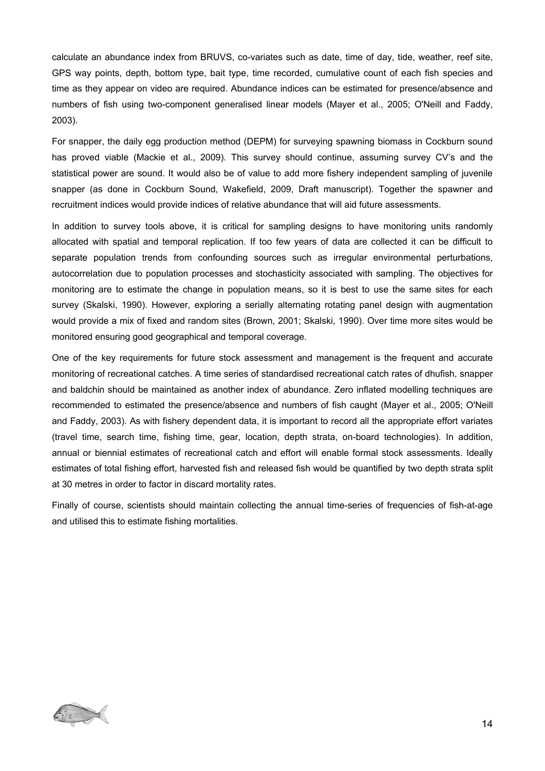calculate an abundance index from BRUVS, co-variates such as date, time of day, tide, weather, reef site, GPS way points, depth, bottom type, bait type, time recorded, cumulative count of each fish species and time as they appear on video are required. Abundance indices can be estimated for presence/absence and numbers of fish using two-component generalised linear models (Mayer et al., 2005; O'Neill and Faddy, 2003).

For snapper, the daily egg production method (DEPM) for surveying spawning biomass in Cockburn sound has proved viable (Mackie et al., 2009). This survey should continue, assuming survey CV's and the statistical power are sound. It would also be of value to add more fishery independent sampling of juvenile snapper (as done in Cockburn Sound, Wakefield, 2009, Draft manuscript). Together the spawner and recruitment indices would provide indices of relative abundance that will aid future assessments.

In addition to survey tools above, it is critical for sampling designs to have monitoring units randomly allocated with spatial and temporal replication. If too few years of data are collected it can be difficult to separate population trends from confounding sources such as irregular environmental perturbations, autocorrelation due to population processes and stochasticity associated with sampling. The objectives for monitoring are to estimate the change in population means, so it is best to use the same sites for each survey (Skalski, 1990). However, exploring a serially alternating rotating panel design with augmentation would provide a mix of fixed and random sites (Brown, 2001; Skalski, 1990). Over time more sites would be monitored ensuring good geographical and temporal coverage.

One of the key requirements for future stock assessment and management is the frequent and accurate monitoring of recreational catches. A time series of standardised recreational catch rates of dhufish, snapper and baldchin should be maintained as another index of abundance. Zero inflated modelling techniques are recommended to estimated the presence/absence and numbers of fish caught (Mayer et al., 2005; O'Neill and Faddy, 2003). As with fishery dependent data, it is important to record all the appropriate effort variates (travel time, search time, fishing time, gear, location, depth strata, on-board technologies). In addition, annual or biennial estimates of recreational catch and effort will enable formal stock assessments. Ideally estimates of total fishing effort, harvested fish and released fish would be quantified by two depth strata split at 30 metres in order to factor in discard mortality rates.

Finally of course, scientists should maintain collecting the annual time-series of frequencies of fish-at-age and utilised this to estimate fishing mortalities.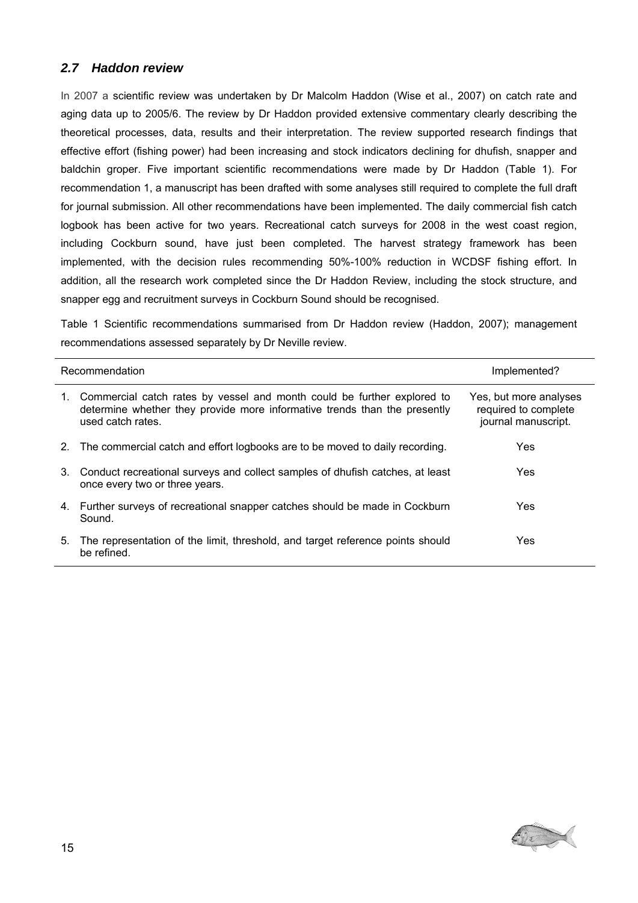## *2.7 Haddon review*

In 2007 a scientific review was undertaken by Dr Malcolm Haddon (Wise et al., 2007) on catch rate and aging data up to 2005/6. The review by Dr Haddon provided extensive commentary clearly describing the theoretical processes, data, results and their interpretation. The review supported research findings that effective effort (fishing power) had been increasing and stock indicators declining for dhufish, snapper and baldchin groper. Five important scientific recommendations were made by Dr Haddon (Table 1). For recommendation 1, a manuscript has been drafted with some analyses still required to complete the full draft for journal submission. All other recommendations have been implemented. The daily commercial fish catch logbook has been active for two years. Recreational catch surveys for 2008 in the west coast region, including Cockburn sound, have just been completed. The harvest strategy framework has been implemented, with the decision rules recommending 50%-100% reduction in WCDSF fishing effort. In addition, all the research work completed since the Dr Haddon Review, including the stock structure, and snapper egg and recruitment surveys in Cockburn Sound should be recognised.

Table 1 Scientific recommendations summarised from Dr Haddon review (Haddon, 2007); management recommendations assessed separately by Dr Neville review.

| Recommendation | Implemented? |
|---|---|
| 1. Commercial catch rates by vessel and month could be further explored to determine whether they provide more informative trends than the presently used catch rates. | Yes, but more analyses required to complete journal manuscript. |
| 2. The commercial catch and effort logbooks are to be moved to daily recording. | Yes |
| 3. Conduct recreational surveys and collect samples of dhufish catches, at least once every two or three years. | Yes |
| 4. Further surveys of recreational snapper catches should be made in Cockburn Sound. | Yes |
| 5. The representation of the limit, threshold, and target reference points should be refined. | Yes |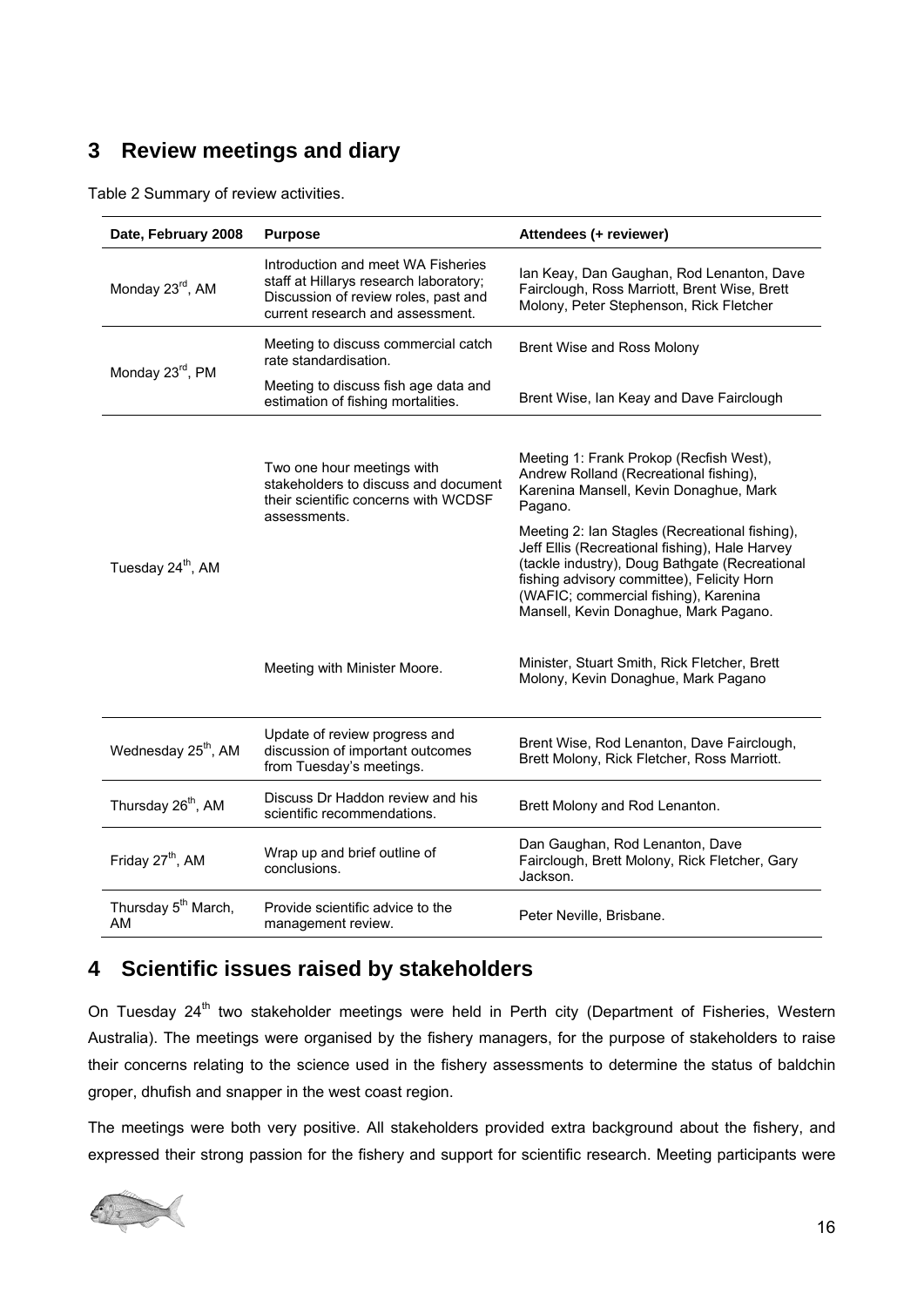## 3 Review meetings and diary

Table 2 Summary of review activities.

| Date, February 2008 | Purpose | Attendees (+ reviewer) |
|---|---|---|
| Monday 23rd, AM | Introduction and meet WA Fisheries staff at Hillarys research laboratory; Discussion of review roles, past and current research and assessment. | Ian Keay, Dan Gaughan, Rod Lenanton, Dave Fairclough, Ross Marriott, Brent Wise, Brett Molony, Peter Stephenson, Rick Fletcher |
| Monday 23rd, PM | Meeting to discuss commercial catch rate standardisation. | Brent Wise and Ross Molony |
| | Meeting to discuss fish age data and estimation of fishing mortalities. | Brent Wise, Ian Keay and Dave Fairclough |
| Tuesday 24th, AM | Two one hour meetings with stakeholders to discuss and document their scientific concerns with WCDSF assessments. | Meeting 1: Frank Prokop (Recfish West), Andrew Rolland (Recreational fishing), Karenina Mansell, Kevin Donaghue, Mark Pagano. Meeting 2: Ian Stagles (Recreational fishing), Jeff Ellis (Recreational fishing), Hale Harvey (tackle industry), Doug Bathgate (Recreational fishing advisory committee), Felicity Horn (WAFIC; commercial fishing), Karenina Mansell, Kevin Donaghue, Mark Pagano. |
| | Meeting with Minister Moore. | Minister, Stuart Smith, Rick Fletcher, Brett Molony, Kevin Donaghue, Mark Pagano |
| Wednesday 25th, AM | Update of review progress and discussion of important outcomes from Tuesday's meetings. | Brent Wise, Rod Lenanton, Dave Fairclough, Brett Molony, Rick Fletcher, Ross Marriott. |
| Thursday 26th, AM | Discuss Dr Haddon review and his scientific recommendations. | Brett Molony and Rod Lenanton. |
| Friday 27th, AM | Wrap up and brief outline of conclusions. | Dan Gaughan, Rod Lenanton, Dave Fairclough, Brett Molony, Rick Fletcher, Gary Jackson. |
| Thursday 5th March, AM | Provide scientific advice to the management review. | Peter Neville, Brisbane. |

## 4 Scientific issues raised by stakeholders

On Tuesday 24th two stakeholder meetings were held in Perth city (Department of Fisheries, Western Australia). The meetings were organised by the fishery managers, for the purpose of stakeholders to raise their concerns relating to the science used in the fishery assessments to determine the status of baldchin groper, dhufish and snapper in the west coast region.

The meetings were both very positive. All stakeholders provided extra background about the fishery, and expressed their strong passion for the fishery and support for scientific research. Meeting participants were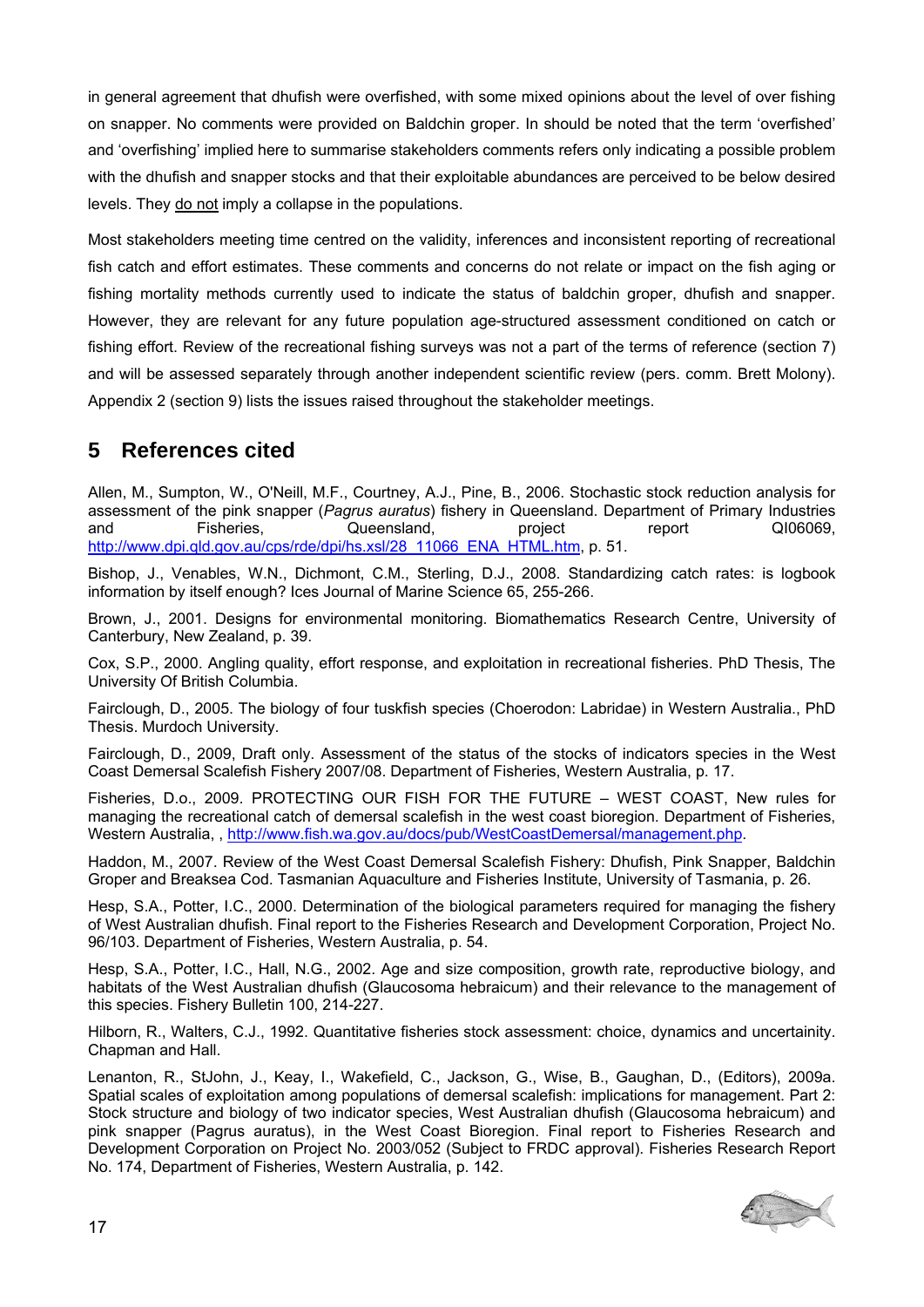in general agreement that dhufish were overfished, with some mixed opinions about the level of over fishing on snapper. No comments were provided on Baldchin groper. In should be noted that the term 'overfished' and 'overfishing' implied here to summarise stakeholders comments refers only indicating a possible problem with the dhufish and snapper stocks and that their exploitable abundances are perceived to be below desired levels. They do not imply a collapse in the populations.

Most stakeholders meeting time centred on the validity, inferences and inconsistent reporting of recreational fish catch and effort estimates. These comments and concerns do not relate or impact on the fish aging or fishing mortality methods currently used to indicate the status of baldchin groper, dhufish and snapper. However, they are relevant for any future population age-structured assessment conditioned on catch or fishing effort. Review of the recreational fishing surveys was not a part of the terms of reference (section 7) and will be assessed separately through another independent scientific review (pers. comm. Brett Molony). Appendix 2 (section 9) lists the issues raised throughout the stakeholder meetings.

# 5 References cited

Allen, M., Sumpton, W., O'Neill, M.F., Courtney, A.J., Pine, B., 2006. Stochastic stock reduction analysis for assessment of the pink snapper (*Pagrus auratus*) fishery in Queensland. Department of Primary Industries and Fisheries, Queensland, project report QI06069, http://www.dpi.qld.gov.au/cps/rde/dpi/hs.xsl/28_11066_ENA_HTML.htm, p. 51.

Bishop, J., Venables, W.N., Dichmont, C.M., Sterling, D.J., 2008. Standardizing catch rates: is logbook information by itself enough? Ices Journal of Marine Science 65, 255-266.

Brown, J., 2001. Designs for environmental monitoring. Biomathematics Research Centre, University of Canterbury, New Zealand, p. 39.

Cox, S.P., 2000. Angling quality, effort response, and exploitation in recreational fisheries. PhD Thesis, The University Of British Columbia.

Fairclough, D., 2005. The biology of four tuskfish species (Choerodon: Labridae) in Western Australia., PhD Thesis. Murdoch University.

Fairclough, D., 2009, Draft only. Assessment of the status of the stocks of indicators species in the West Coast Demersal Scalefish Fishery 2007/08. Department of Fisheries, Western Australia, p. 17.

Fisheries, D.o., 2009. PROTECTING OUR FISH FOR THE FUTURE – WEST COAST, New rules for managing the recreational catch of demersal scalefish in the west coast bioregion. Department of Fisheries, Western Australia, , http://www.fish.wa.gov.au/docs/pub/WestCoastDemersal/management.php.

Haddon, M., 2007. Review of the West Coast Demersal Scalefish Fishery: Dhufish, Pink Snapper, Baldchin Groper and Breaksea Cod. Tasmanian Aquaculture and Fisheries Institute, University of Tasmania, p. 26.

Hesp, S.A., Potter, I.C., 2000. Determination of the biological parameters required for managing the fishery of West Australian dhufish. Final report to the Fisheries Research and Development Corporation, Project No. 96/103. Department of Fisheries, Western Australia, p. 54.

Hesp, S.A., Potter, I.C., Hall, N.G., 2002. Age and size composition, growth rate, reproductive biology, and habitats of the West Australian dhufish (Glaucosoma hebraicum) and their relevance to the management of this species. Fishery Bulletin 100, 214-227.

Hilborn, R., Walters, C.J., 1992. Quantitative fisheries stock assessment: choice, dynamics and uncertainity. Chapman and Hall.

Lenanton, R., StJohn, J., Keay, I., Wakefield, C., Jackson, G., Wise, B., Gaughan, D., (Editors), 2009a. Spatial scales of exploitation among populations of demersal scalefish: implications for management. Part 2: Stock structure and biology of two indicator species, West Australian dhufish (Glaucosoma hebraicum) and pink snapper (Pagrus auratus), in the West Coast Bioregion. Final report to Fisheries Research and Development Corporation on Project No. 2003/052 (Subject to FRDC approval). Fisheries Research Report No. 174, Department of Fisheries, Western Australia, p. 142.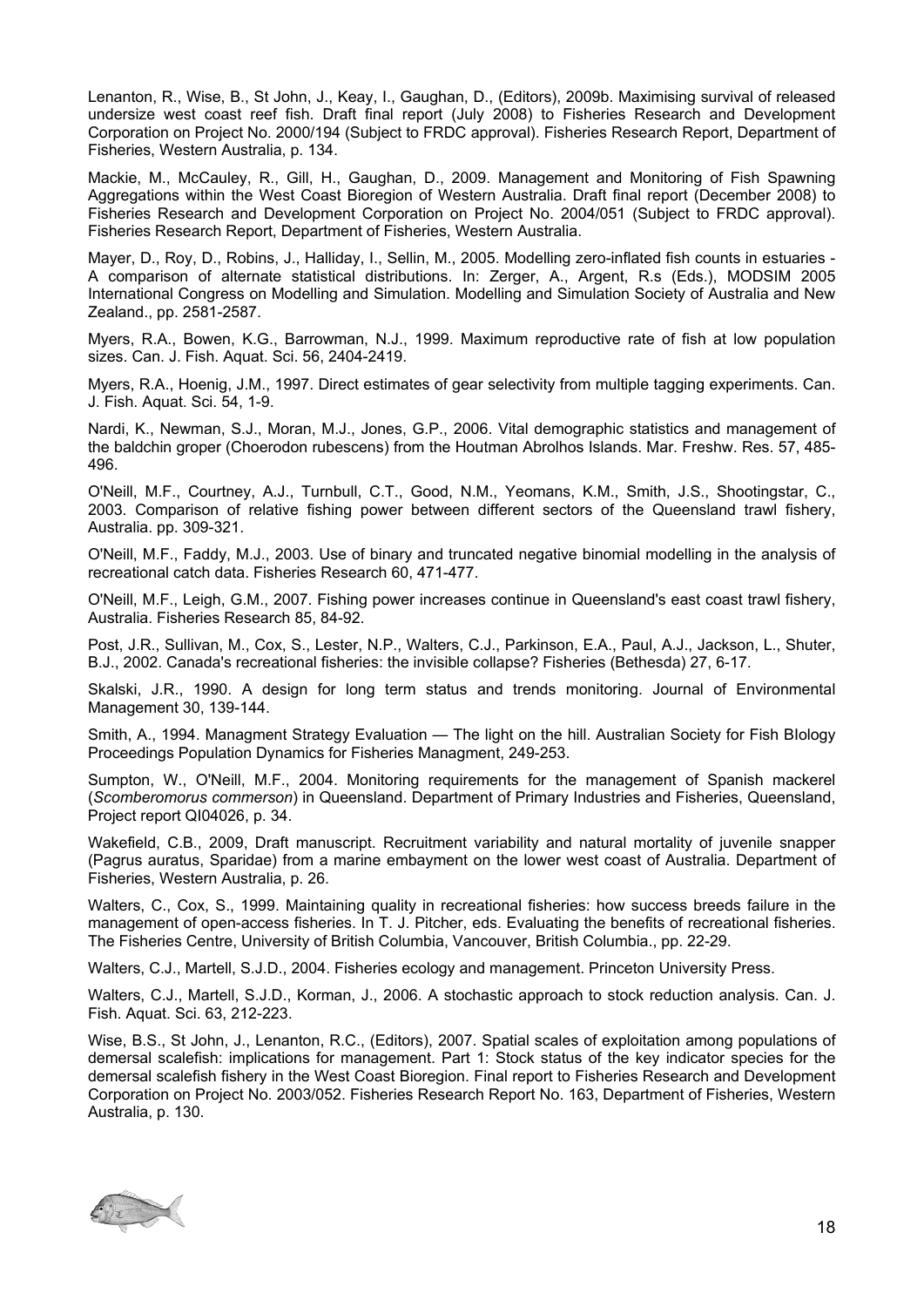Lenanton, R., Wise, B., St John, J., Keay, I., Gaughan, D., (Editors), 2009b. Maximising survival of released undersize west coast reef fish. Draft final report (July 2008) to Fisheries Research and Development Corporation on Project No. 2000/194 (Subject to FRDC approval). Fisheries Research Report, Department of Fisheries, Western Australia, p. 134.

Mackie, M., McCauley, R., Gill, H., Gaughan, D., 2009. Management and Monitoring of Fish Spawning Aggregations within the West Coast Bioregion of Western Australia. Draft final report (December 2008) to Fisheries Research and Development Corporation on Project No. 2004/051 (Subject to FRDC approval). Fisheries Research Report, Department of Fisheries, Western Australia.

Mayer, D., Roy, D., Robins, J., Halliday, I., Sellin, M., 2005. Modelling zero-inflated fish counts in estuaries - A comparison of alternate statistical distributions. In: Zerger, A., Argent, R.s (Eds.), MODSIM 2005 International Congress on Modelling and Simulation. Modelling and Simulation Society of Australia and New Zealand., pp. 2581-2587.

Myers, R.A., Bowen, K.G., Barrowman, N.J., 1999. Maximum reproductive rate of fish at low population sizes. Can. J. Fish. Aquat. Sci. 56, 2404-2419.

Myers, R.A., Hoenig, J.M., 1997. Direct estimates of gear selectivity from multiple tagging experiments. Can. J. Fish. Aquat. Sci. 54, 1-9.

Nardi, K., Newman, S.J., Moran, M.J., Jones, G.P., 2006. Vital demographic statistics and management of the baldchin groper (Choerodon rubescens) from the Houtman Abrolhos Islands. Mar. Freshw. Res. 57, 485-496.

O'Neill, M.F., Courtney, A.J., Turnbull, C.T., Good, N.M., Yeomans, K.M., Smith, J.S., Shootingstar, C., 2003. Comparison of relative fishing power between different sectors of the Queensland trawl fishery, Australia. pp. 309-321.

O'Neill, M.F., Faddy, M.J., 2003. Use of binary and truncated negative binomial modelling in the analysis of recreational catch data. Fisheries Research 60, 471-477.

O'Neill, M.F., Leigh, G.M., 2007. Fishing power increases continue in Queensland's east coast trawl fishery, Australia. Fisheries Research 85, 84-92.

Post, J.R., Sullivan, M., Cox, S., Lester, N.P., Walters, C.J., Parkinson, E.A., Paul, A.J., Jackson, L., Shuter, B.J., 2002. Canada's recreational fisheries: the invisible collapse? Fisheries (Bethesda) 27, 6-17.

Skalski, J.R., 1990. A design for long term status and trends monitoring. Journal of Environmental Management 30, 139-144.

Smith, A., 1994. Managment Strategy Evaluation — The light on the hill. Australian Society for Fish BIology Proceedings Population Dynamics for Fisheries Managment, 249-253.

Sumpton, W., O'Neill, M.F., 2004. Monitoring requirements for the management of Spanish mackerel (*Scomberomorus commerson*) in Queensland. Department of Primary Industries and Fisheries, Queensland, Project report QI04026, p. 34.

Wakefield, C.B., 2009, Draft manuscript. Recruitment variability and natural mortality of juvenile snapper (Pagrus auratus, Sparidae) from a marine embayment on the lower west coast of Australia. Department of Fisheries, Western Australia, p. 26.

Walters, C., Cox, S., 1999. Maintaining quality in recreational fisheries: how success breeds failure in the management of open-access fisheries. In T. J. Pitcher, eds. Evaluating the benefits of recreational fisheries. The Fisheries Centre, University of British Columbia, Vancouver, British Columbia., pp. 22-29.

Walters, C.J., Martell, S.J.D., 2004. Fisheries ecology and management. Princeton University Press.

Walters, C.J., Martell, S.J.D., Korman, J., 2006. A stochastic approach to stock reduction analysis. Can. J. Fish. Aquat. Sci. 63, 212-223.

Wise, B.S., St John, J., Lenanton, R.C., (Editors), 2007. Spatial scales of exploitation among populations of demersal scalefish: implications for management. Part 1: Stock status of the key indicator species for the demersal scalefish fishery in the West Coast Bioregion. Final report to Fisheries Research and Development Corporation on Project No. 2003/052. Fisheries Research Report No. 163, Department of Fisheries, Western Australia, p. 130.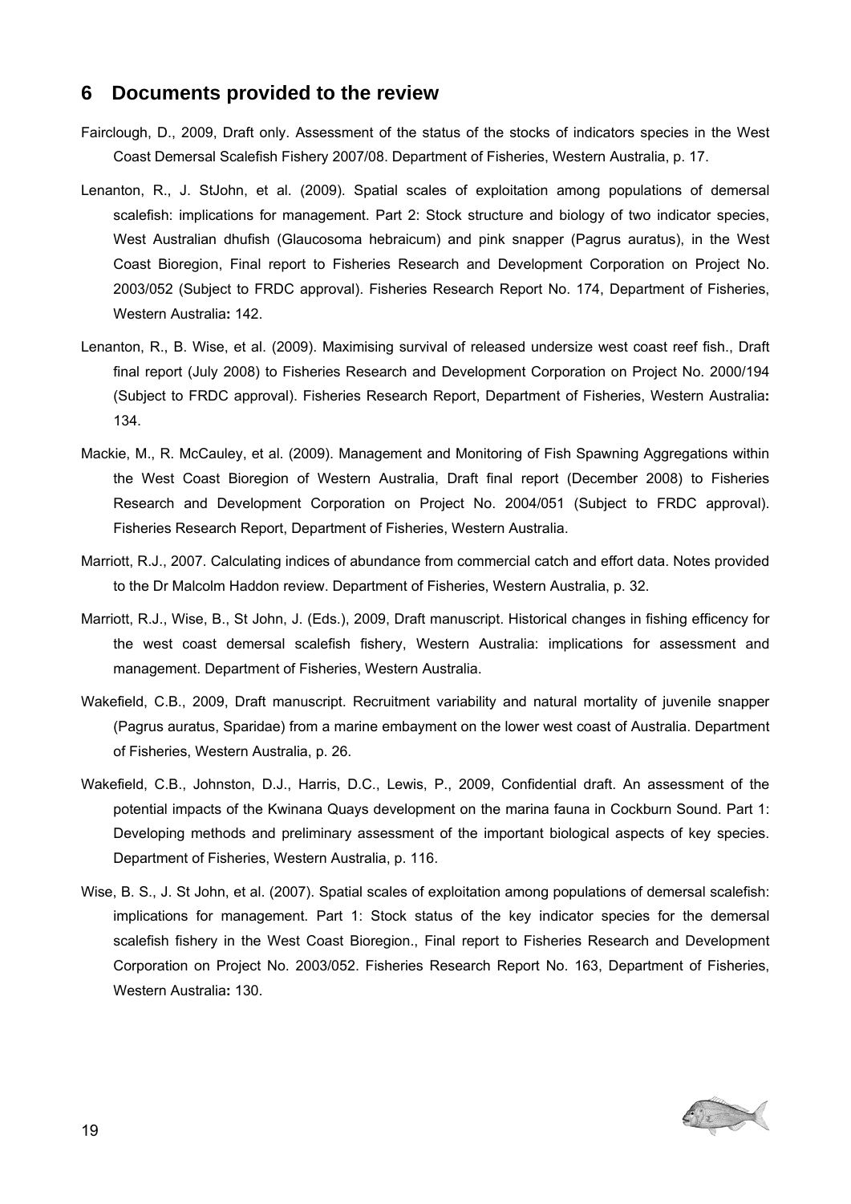## 6 Documents provided to the review

Fairclough, D., 2009, Draft only. Assessment of the status of the stocks of indicators species in the West Coast Demersal Scalefish Fishery 2007/08. Department of Fisheries, Western Australia, p. 17.

Lenanton, R., J. StJohn, et al. (2009). Spatial scales of exploitation among populations of demersal scalefish: implications for management. Part 2: Stock structure and biology of two indicator species, West Australian dhufish (Glaucosoma hebraicum) and pink snapper (Pagrus auratus), in the West Coast Bioregion, Final report to Fisheries Research and Development Corporation on Project No. 2003/052 (Subject to FRDC approval). Fisheries Research Report No. 174, Department of Fisheries, Western Australia**:** 142.

Lenanton, R., B. Wise, et al. (2009). Maximising survival of released undersize west coast reef fish., Draft final report (July 2008) to Fisheries Research and Development Corporation on Project No. 2000/194 (Subject to FRDC approval). Fisheries Research Report, Department of Fisheries, Western Australia**:** 134.

Mackie, M., R. McCauley, et al. (2009). Management and Monitoring of Fish Spawning Aggregations within the West Coast Bioregion of Western Australia, Draft final report (December 2008) to Fisheries Research and Development Corporation on Project No. 2004/051 (Subject to FRDC approval). Fisheries Research Report, Department of Fisheries, Western Australia.

Marriott, R.J., 2007. Calculating indices of abundance from commercial catch and effort data. Notes provided to the Dr Malcolm Haddon review. Department of Fisheries, Western Australia, p. 32.

Marriott, R.J., Wise, B., St John, J. (Eds.), 2009, Draft manuscript. Historical changes in fishing efficency for the west coast demersal scalefish fishery, Western Australia: implications for assessment and management. Department of Fisheries, Western Australia.

Wakefield, C.B., 2009, Draft manuscript. Recruitment variability and natural mortality of juvenile snapper (Pagrus auratus, Sparidae) from a marine embayment on the lower west coast of Australia. Department of Fisheries, Western Australia, p. 26.

Wakefield, C.B., Johnston, D.J., Harris, D.C., Lewis, P., 2009, Confidential draft. An assessment of the potential impacts of the Kwinana Quays development on the marina fauna in Cockburn Sound. Part 1: Developing methods and preliminary assessment of the important biological aspects of key species. Department of Fisheries, Western Australia, p. 116.

Wise, B. S., J. St John, et al. (2007). Spatial scales of exploitation among populations of demersal scalefish: implications for management. Part 1: Stock status of the key indicator species for the demersal scalefish fishery in the West Coast Bioregion., Final report to Fisheries Research and Development Corporation on Project No. 2003/052. Fisheries Research Report No. 163, Department of Fisheries, Western Australia**:** 130.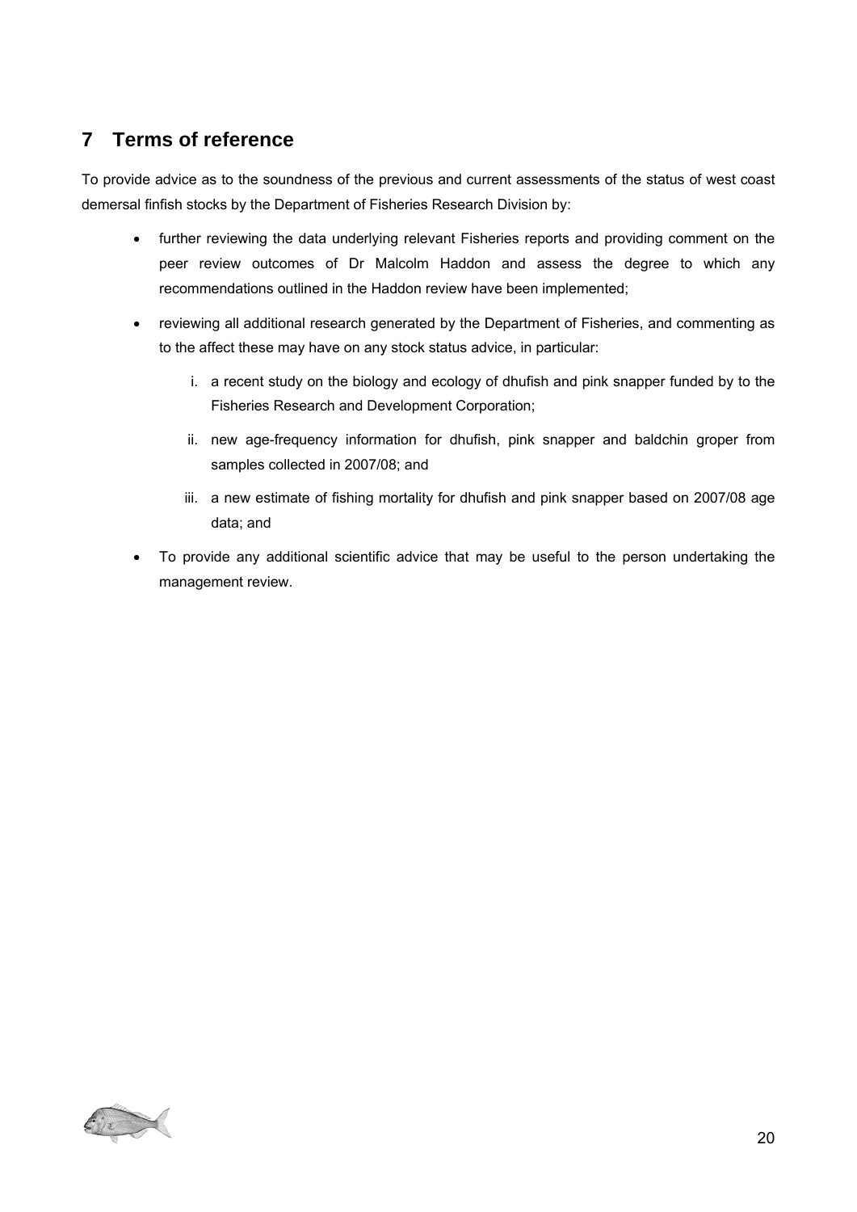## 7 Terms of reference

To provide advice as to the soundness of the previous and current assessments of the status of west coast demersal finfish stocks by the Department of Fisheries Research Division by:

- further reviewing the data underlying relevant Fisheries reports and providing comment on the peer review outcomes of Dr Malcolm Haddon and assess the degree to which any recommendations outlined in the Haddon review have been implemented;
- reviewing all additional research generated by the Department of Fisheries, and commenting as to the affect these may have on any stock status advice, in particular:
    i. a recent study on the biology and ecology of dhufish and pink snapper funded by to the Fisheries Research and Development Corporation;
    ii. new age-frequency information for dhufish, pink snapper and baldchin groper from samples collected in 2007/08; and
    iii. a new estimate of fishing mortality for dhufish and pink snapper based on 2007/08 age data; and
- To provide any additional scientific advice that may be useful to the person undertaking the management review.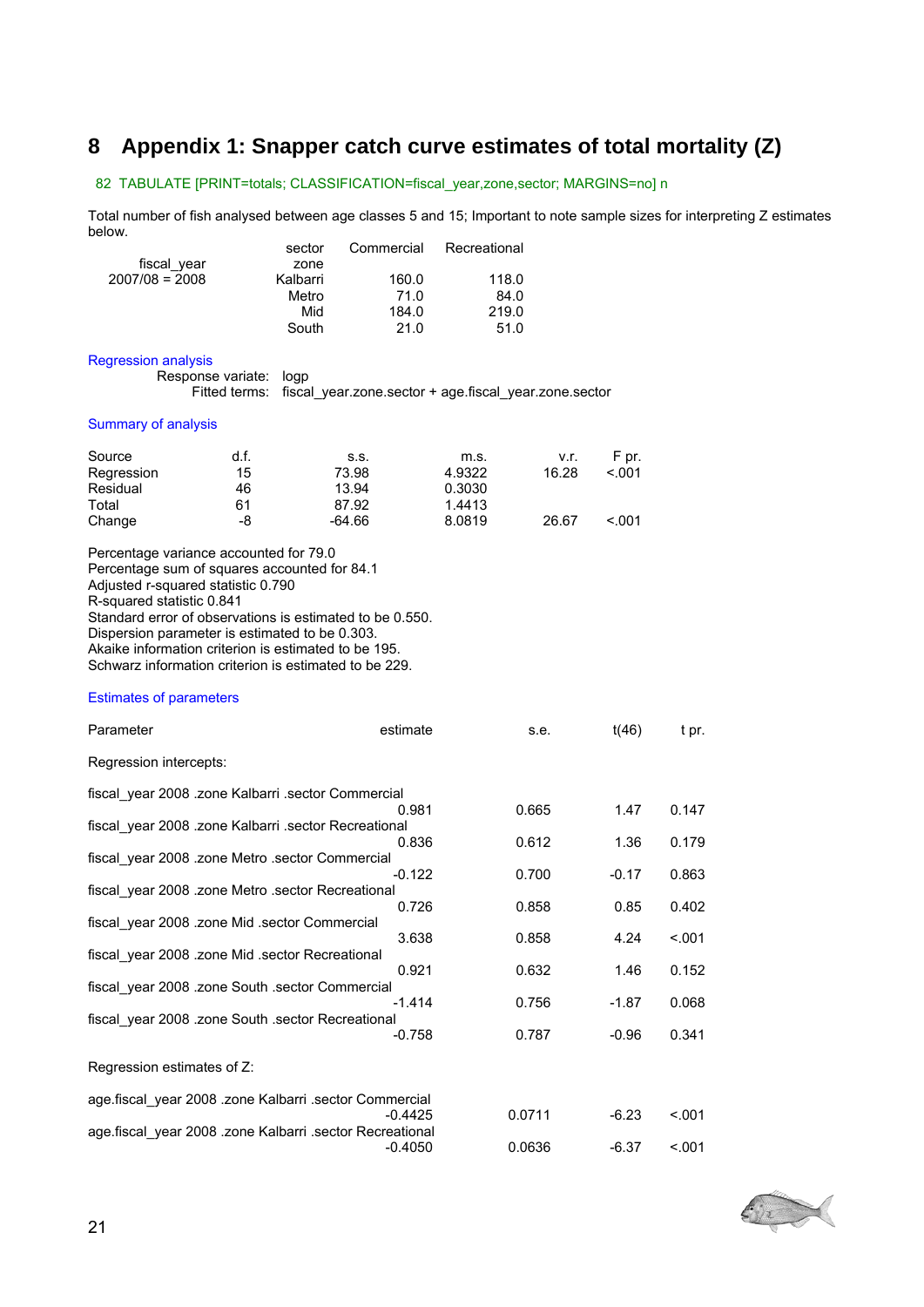# 8 Appendix 1: Snapper catch curve estimates of total mortality (Z)

```
82 TABULATE [PRINT=totals; CLASSIFICATION=fiscal_year,zone,sector; MARGINS=no] n
```

Total number of fish analysed between age classes 5 and 15; Important to note sample sizes for interpreting Z estimates below.

| fiscal_year | sector / zone | Commercial | Recreational |
|---|---|---|---|
| 2007/08 = 2008 | Kalbarri | 160.0 | 118.0 |
| | Metro | 71.0 | 84.0 |
| | Mid | 184.0 | 219.0 |
| | South | 21.0 | 51.0 |

### Regression analysis

Response variate: logp
Fitted terms: fiscal_year.zone.sector + age.fiscal_year.zone.sector

### Summary of analysis

| Source | d.f. | s.s. | m.s. | v.r. | F pr. |
|---|---|---|---|---|---|
| Regression | 15 | 73.98 | 4.9322 | 16.28 | <.001 |
| Residual | 46 | 13.94 | 0.3030 | | |
| Total | 61 | 87.92 | 1.4413 | | |
| Change | -8 | -64.66 | 8.0819 | 26.67 | <.001 |

Percentage variance accounted for 79.0
Percentage sum of squares accounted for 84.1
Adjusted r-squared statistic 0.790
R-squared statistic 0.841
Standard error of observations is estimated to be 0.550.
Dispersion parameter is estimated to be 0.303.
Akaike information criterion is estimated to be 195.
Schwarz information criterion is estimated to be 229.

### Estimates of parameters

| Parameter | estimate | s.e. | t(46) | t pr. |
|---|---|---|---|---|
| **Regression intercepts:** | | | | |
| fiscal_year 2008 .zone Kalbarri .sector Commercial | 0.981 | 0.665 | 1.47 | 0.147 |
| fiscal_year 2008 .zone Kalbarri .sector Recreational | 0.836 | 0.612 | 1.36 | 0.179 |
| fiscal_year 2008 .zone Metro .sector Commercial | -0.122 | 0.700 | -0.17 | 0.863 |
| fiscal_year 2008 .zone Metro .sector Recreational | 0.726 | 0.858 | 0.85 | 0.402 |
| fiscal_year 2008 .zone Mid .sector Commercial | 3.638 | 0.858 | 4.24 | <.001 |
| fiscal_year 2008 .zone Mid .sector Recreational | 0.921 | 0.632 | 1.46 | 0.152 |
| fiscal_year 2008 .zone South .sector Commercial | -1.414 | 0.756 | -1.87 | 0.068 |
| fiscal_year 2008 .zone South .sector Recreational | -0.758 | 0.787 | -0.96 | 0.341 |
| **Regression estimates of Z:** | | | | |
| age.fiscal_year 2008 .zone Kalbarri .sector Commercial | -0.4425 | 0.0711 | -6.23 | <.001 |
| age.fiscal_year 2008 .zone Kalbarri .sector Recreational | -0.4050 | 0.0636 | -6.37 | <.001 |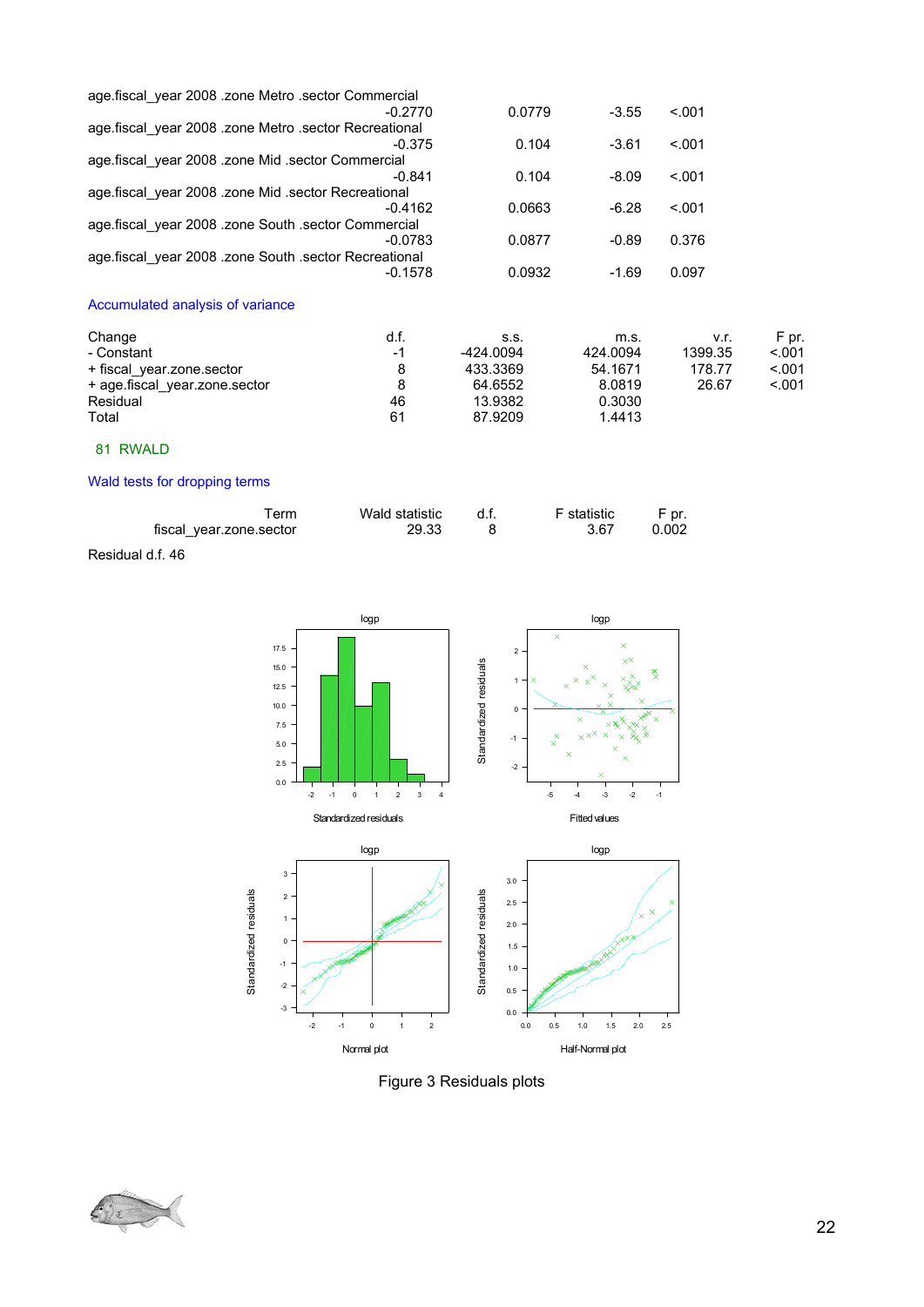| | | | |
|---|---|---|---|
| age.fiscal_year 2008 .zone Metro .sector Commercial | | | |
| -0.2770 | 0.0779 | -3.55 | <.001 |
| age.fiscal_year 2008 .zone Metro .sector Recreational | | | |
| -0.375 | 0.104 | -3.61 | <.001 |
| age.fiscal_year 2008 .zone Mid .sector Commercial | | | |
| -0.841 | 0.104 | -8.09 | <.001 |
| age.fiscal_year 2008 .zone Mid .sector Recreational | | | |
| -0.4162 | 0.0663 | -6.28 | <.001 |
| age.fiscal_year 2008 .zone South .sector Commercial | | | |
| -0.0783 | 0.0877 | -0.89 | 0.376 |
| age.fiscal_year 2008 .zone South .sector Recreational | | | |
| -0.1578 | 0.0932 | -1.69 | 0.097 |

Accumulated analysis of variance

| Change | d.f. | s.s. | m.s. | v.r. | F pr. |
|---|---|---|---|---|---|
| - Constant | -1 | -424.0094 | 424.0094 | 1399.35 | <.001 |
| + fiscal_year.zone.sector | 8 | 433.3369 | 54.1671 | 178.77 | <.001 |
| + age.fiscal_year.zone.sector | 8 | 64.6552 | 8.0819 | 26.67 | <.001 |
| Residual | 46 | 13.9382 | 0.3030 | | |
| Total | 61 | 87.9209 | 1.4413 | | |

81 RWALD

Wald tests for dropping terms

| Term | Wald statistic | d.f. | F statistic | F pr. |
|---|---|---|---|---|
| fiscal_year.zone.sector | 29.33 | 8 | 3.67 | 0.002 |

Residual d.f. 46

Figure 3 Residuals plots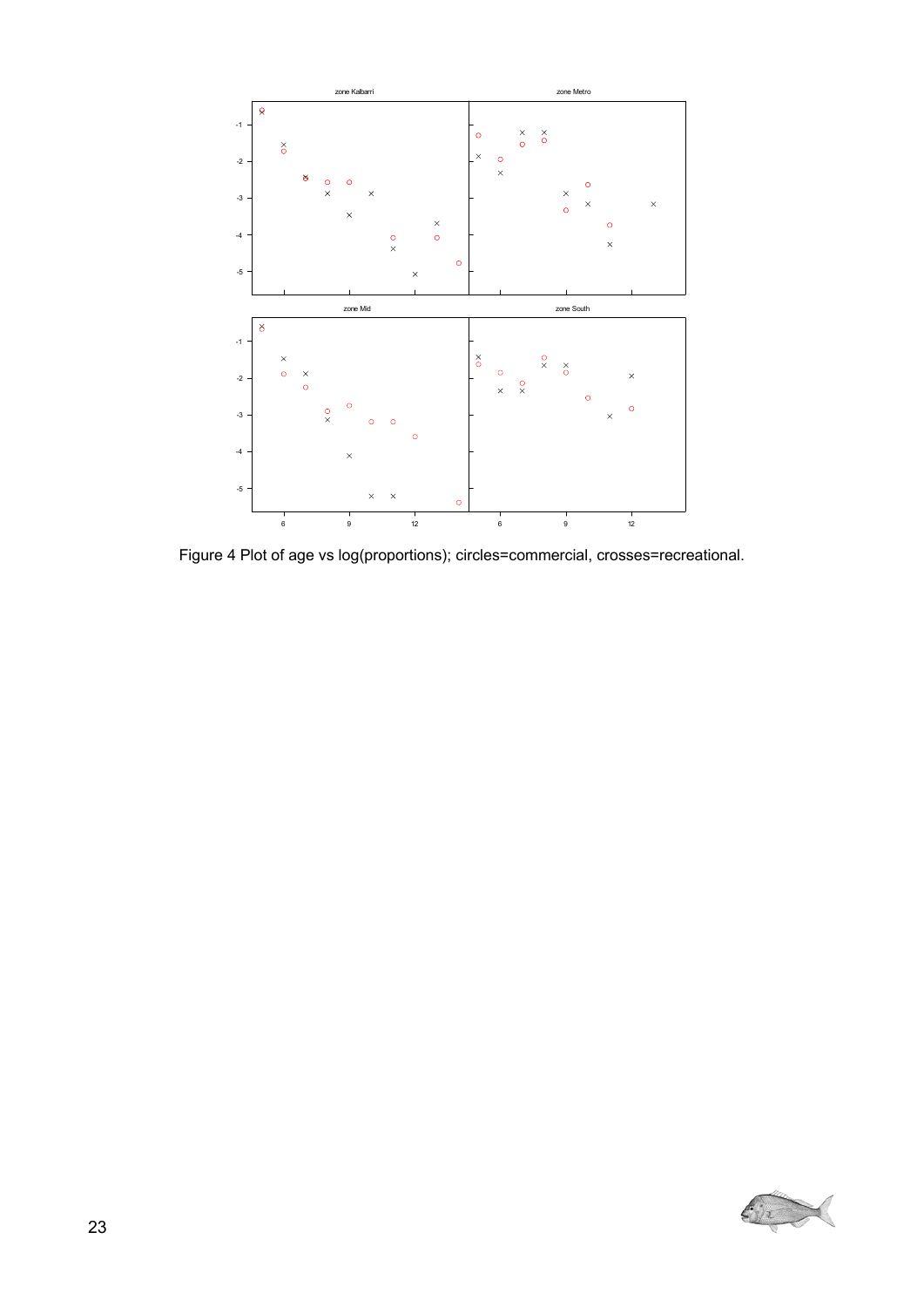Figure 4 Plot of age vs log(proportions); circles=commercial, crosses=recreational.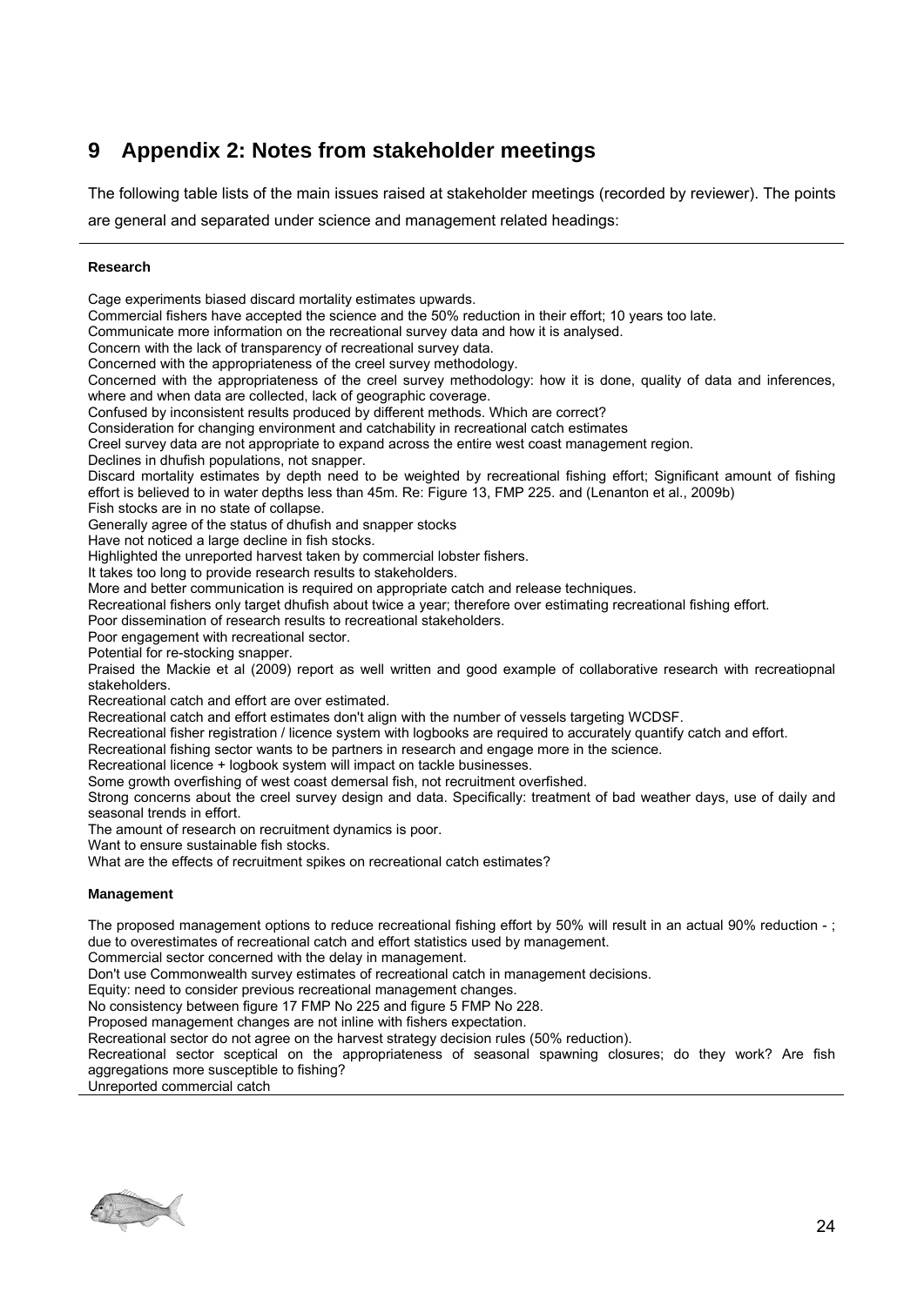# 9 Appendix 2: Notes from stakeholder meetings

The following table lists of the main issues raised at stakeholder meetings (recorded by reviewer). The points are general and separated under science and management related headings:

**Research**

Cage experiments biased discard mortality estimates upwards.
Commercial fishers have accepted the science and the 50% reduction in their effort; 10 years too late.
Communicate more information on the recreational survey data and how it is analysed.
Concern with the lack of transparency of recreational survey data.
Concerned with the appropriateness of the creel survey methodology.
Concerned with the appropriateness of the creel survey methodology: how it is done, quality of data and inferences, where and when data are collected, lack of geographic coverage.
Confused by inconsistent results produced by different methods. Which are correct?
Consideration for changing environment and catchability in recreational catch estimates
Creel survey data are not appropriate to expand across the entire west coast management region.
Declines in dhufish populations, not snapper.
Discard mortality estimates by depth need to be weighted by recreational fishing effort; Significant amount of fishing effort is believed to in water depths less than 45m. Re: Figure 13, FMP 225. and (Lenanton et al., 2009b)
Fish stocks are in no state of collapse.
Generally agree of the status of dhufish and snapper stocks
Have not noticed a large decline in fish stocks.
Highlighted the unreported harvest taken by commercial lobster fishers.
It takes too long to provide research results to stakeholders.
More and better communication is required on appropriate catch and release techniques.
Recreational fishers only target dhufish about twice a year; therefore over estimating recreational fishing effort.
Poor dissemination of research results to recreational stakeholders.
Poor engagement with recreational sector.
Potential for re-stocking snapper.
Praised the Mackie et al (2009) report as well written and good example of collaborative research with recreatiopnal stakeholders.
Recreational catch and effort are over estimated.
Recreational catch and effort estimates don't align with the number of vessels targeting WCDSF.
Recreational fisher registration / licence system with logbooks are required to accurately quantify catch and effort.
Recreational fishing sector wants to be partners in research and engage more in the science.
Recreational licence + logbook system will impact on tackle businesses.
Some growth overfishing of west coast demersal fish, not recruitment overfished.
Strong concerns about the creel survey design and data. Specifically: treatment of bad weather days, use of daily and seasonal trends in effort.
The amount of research on recruitment dynamics is poor.
Want to ensure sustainable fish stocks.
What are the effects of recruitment spikes on recreational catch estimates?

**Management**

The proposed management options to reduce recreational fishing effort by 50% will result in an actual 90% reduction - ; due to overestimates of recreational catch and effort statistics used by management.
Commercial sector concerned with the delay in management.
Don't use Commonwealth survey estimates of recreational catch in management decisions.
Equity: need to consider previous recreational management changes.
No consistency between figure 17 FMP No 225 and figure 5 FMP No 228.
Proposed management changes are not inline with fishers expectation.
Recreational sector do not agree on the harvest strategy decision rules (50% reduction).
Recreational sector sceptical on the appropriateness of seasonal spawning closures; do they work? Are fish aggregations more susceptible to fishing?
Unreported commercial catch